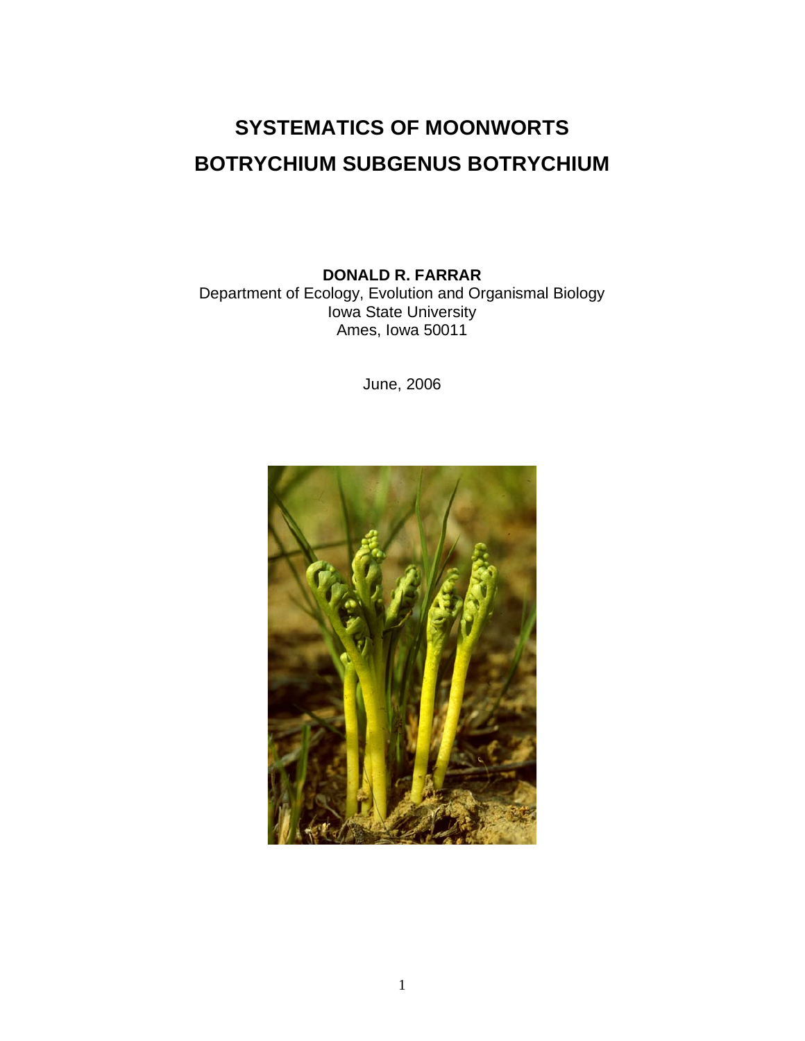# SYSTEMATICS OF MOONWORTS
# BOTRYCHIUM SUBGENUS BOTRYCHIUM

**DONALD R. FARRAR**
Department of Ecology, Evolution and Organismal Biology
Iowa State University
Ames, Iowa 50011

June, 2006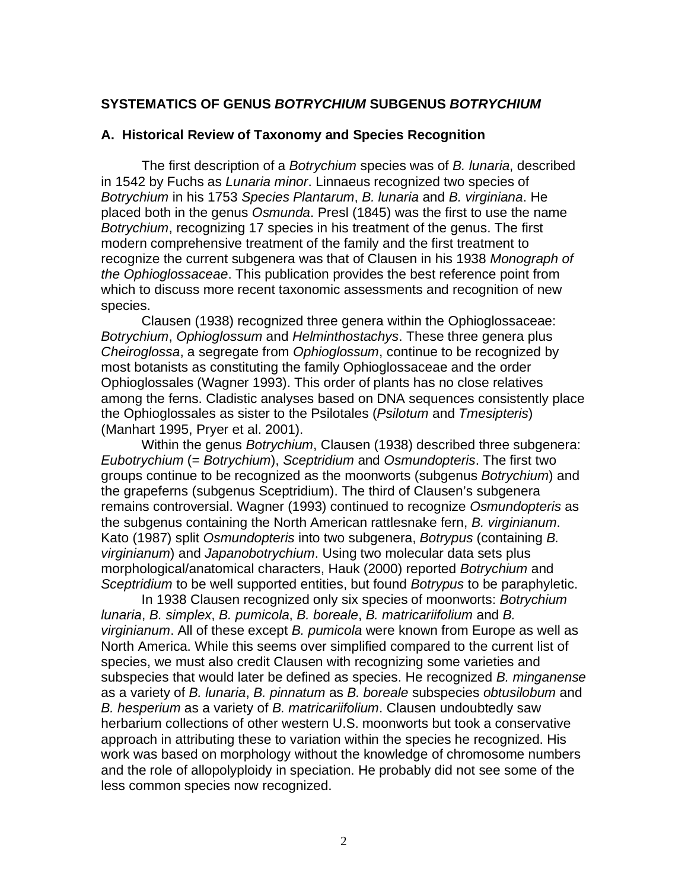## SYSTEMATICS OF GENUS *BOTRYCHIUM* SUBGENUS *BOTRYCHIUM*

### A. Historical Review of Taxonomy and Species Recognition

The first description of a *Botrychium* species was of *B. lunaria*, described in 1542 by Fuchs as *Lunaria minor*. Linnaeus recognized two species of *Botrychium* in his 1753 *Species Plantarum*, *B. lunaria* and *B. virginiana*. He placed both in the genus *Osmunda*. Presl (1845) was the first to use the name *Botrychium*, recognizing 17 species in his treatment of the genus. The first modern comprehensive treatment of the family and the first treatment to recognize the current subgenera was that of Clausen in his 1938 *Monograph of the Ophioglossaceae*. This publication provides the best reference point from which to discuss more recent taxonomic assessments and recognition of new species.

Clausen (1938) recognized three genera within the Ophioglossaceae: *Botrychium*, *Ophioglossum* and *Helminthostachys*. These three genera plus *Cheiroglossa*, a segregate from *Ophioglossum*, continue to be recognized by most botanists as constituting the family Ophioglossaceae and the order Ophioglossales (Wagner 1993). This order of plants has no close relatives among the ferns. Cladistic analyses based on DNA sequences consistently place the Ophioglossales as sister to the Psilotales (*Psilotum* and *Tmesipteris*) (Manhart 1995, Pryer et al. 2001).

Within the genus *Botrychium*, Clausen (1938) described three subgenera: *Eubotrychium* (= *Botrychium*), *Sceptridium* and *Osmundopteris*. The first two groups continue to be recognized as the moonworts (subgenus *Botrychium*) and the grapeferns (subgenus Sceptridium). The third of Clausen's subgenera remains controversial. Wagner (1993) continued to recognize *Osmundopteris* as the subgenus containing the North American rattlesnake fern, *B. virginianum*. Kato (1987) split *Osmundopteris* into two subgenera, *Botrypus* (containing *B. virginianum*) and *Japanobotrychium*. Using two molecular data sets plus morphological/anatomical characters, Hauk (2000) reported *Botrychium* and *Sceptridium* to be well supported entities, but found *Botrypus* to be paraphyletic.

In 1938 Clausen recognized only six species of moonworts: *Botrychium lunaria*, *B. simplex*, *B. pumicola*, *B. boreale*, *B. matricariifolium* and *B. virginianum*. All of these except *B. pumicola* were known from Europe as well as North America. While this seems over simplified compared to the current list of species, we must also credit Clausen with recognizing some varieties and subspecies that would later be defined as species. He recognized *B. minganense* as a variety of *B. lunaria*, *B. pinnatum* as *B. boreale* subspecies *obtusilobum* and *B. hesperium* as a variety of *B. matricariifolium*. Clausen undoubtedly saw herbarium collections of other western U.S. moonworts but took a conservative approach in attributing these to variation within the species he recognized. His work was based on morphology without the knowledge of chromosome numbers and the role of allopolyploidy in speciation. He probably did not see some of the less common species now recognized.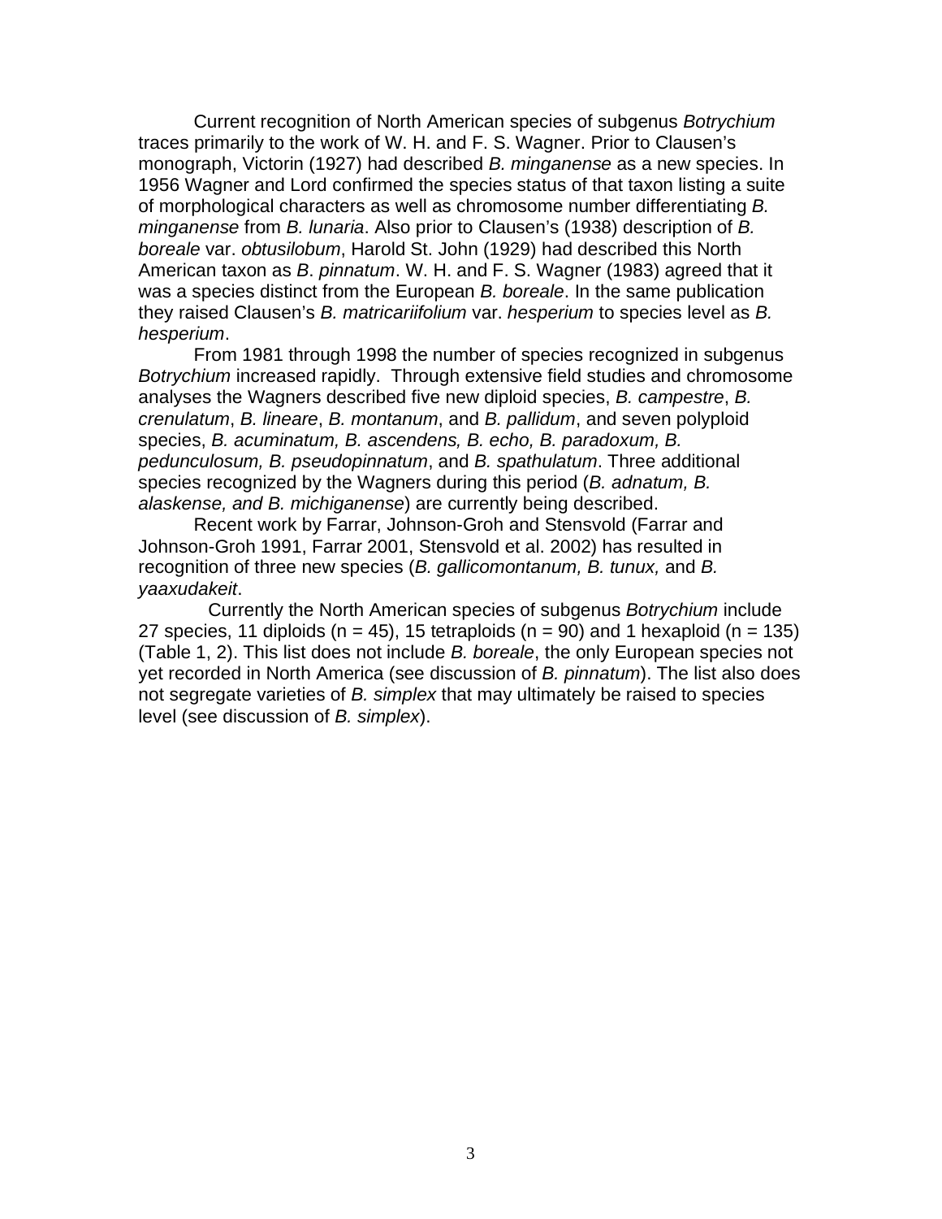Current recognition of North American species of subgenus *Botrychium* traces primarily to the work of W. H. and F. S. Wagner. Prior to Clausen's monograph, Victorin (1927) had described *B. minganense* as a new species. In 1956 Wagner and Lord confirmed the species status of that taxon listing a suite of morphological characters as well as chromosome number differentiating *B. minganense* from *B. lunaria*. Also prior to Clausen's (1938) description of *B. boreale* var. *obtusilobum*, Harold St. John (1929) had described this North American taxon as *B*. *pinnatum*. W. H. and F. S. Wagner (1983) agreed that it was a species distinct from the European *B. boreale*. In the same publication they raised Clausen's *B. matricariifolium* var. *hesperium* to species level as *B. hesperium*.

From 1981 through 1998 the number of species recognized in subgenus *Botrychium* increased rapidly. Through extensive field studies and chromosome analyses the Wagners described five new diploid species, *B. campestre*, *B. crenulatum*, *B. lineare*, *B. montanum*, and *B. pallidum*, and seven polyploid species, *B. acuminatum, B. ascendens, B. echo, B. paradoxum, B. pedunculosum, B. pseudopinnatum*, and *B. spathulatum*. Three additional species recognized by the Wagners during this period (*B. adnatum, B. alaskense, and B. michiganense*) are currently being described.

Recent work by Farrar, Johnson-Groh and Stensvold (Farrar and Johnson-Groh 1991, Farrar 2001, Stensvold et al. 2002) has resulted in recognition of three new species (*B. gallicomontanum, B. tunux,* and *B. yaaxudakeit*.

Currently the North American species of subgenus *Botrychium* include 27 species, 11 diploids (n = 45), 15 tetraploids (n = 90) and 1 hexaploid (n = 135) (Table 1, 2). This list does not include *B. boreale*, the only European species not yet recorded in North America (see discussion of *B. pinnatum*). The list also does not segregate varieties of *B. simplex* that may ultimately be raised to species level (see discussion of *B. simplex*).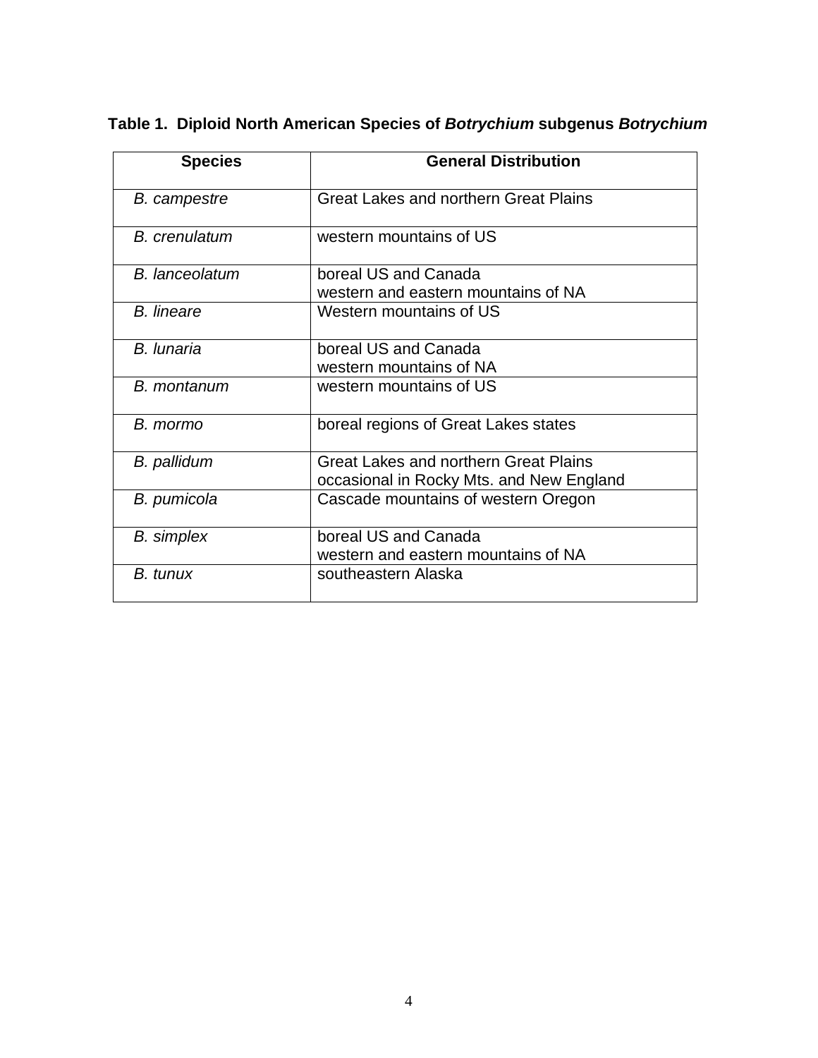**Table 1. Diploid North American Species of *Botrychium* subgenus *Botrychium***

| Species | General Distribution |
|---|---|
| *B. campestre* | Great Lakes and northern Great Plains |
| *B. crenulatum* | western mountains of US |
| *B. lanceolatum* | boreal US and Canada<br>western and eastern mountains of NA |
| *B. lineare* | Western mountains of US |
| *B. lunaria* | boreal US and Canada<br>western mountains of NA |
| *B. montanum* | western mountains of US |
| *B. mormo* | boreal regions of Great Lakes states |
| *B. pallidum* | Great Lakes and northern Great Plains<br>occasional in Rocky Mts. and New England |
| *B. pumicola* | Cascade mountains of western Oregon |
| *B. simplex* | boreal US and Canada<br>western and eastern mountains of NA |
| *B. tunux* | southeastern Alaska |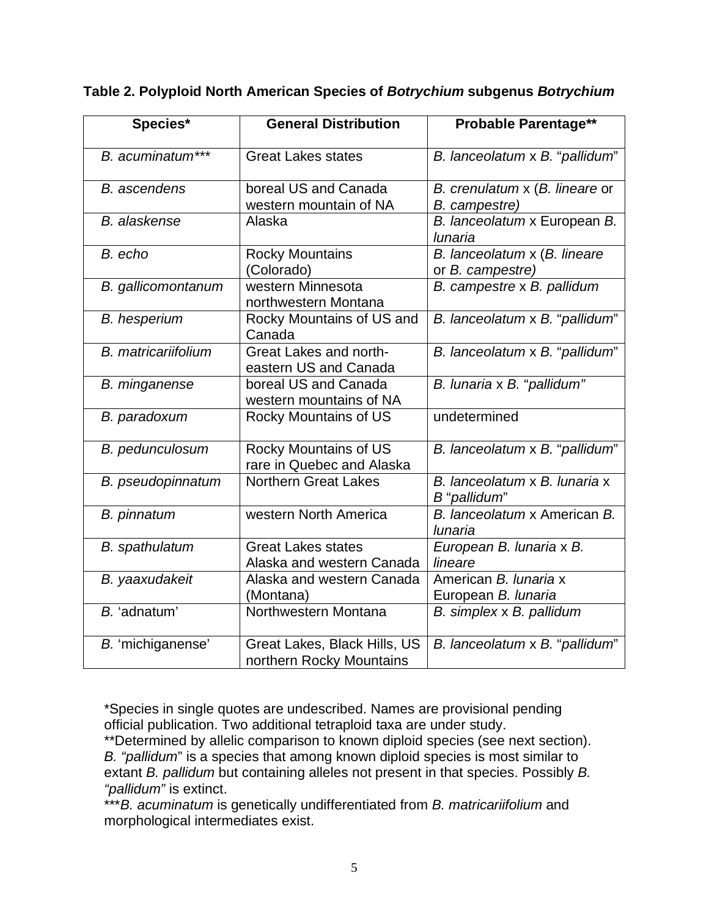**Table 2. Polyploid North American Species of *Botrychium* subgenus *Botrychium***

| Species* | General Distribution | Probable Parentage** |
|---|---|---|
| *B. acuminatum**** | Great Lakes states | *B. lanceolatum* x *B.* "*pallidum*" |
| *B. ascendens* | boreal US and Canada western mountain of NA | *B. crenulatum* x (*B. lineare* or *B. campestre)* |
| *B. alaskense* | Alaska | *B. lanceolatum* x European *B. lunaria* |
| *B. echo* | Rocky Mountains (Colorado) | *B. lanceolatum* x (*B. lineare* or *B. campestre)* |
| *B. gallicomontanum* | western Minnesota northwestern Montana | *B. campestre* x *B. pallidum* |
| *B. hesperium* | Rocky Mountains of US and Canada | *B. lanceolatum* x *B.* "*pallidum*" |
| *B. matricariifolium* | Great Lakes and north-eastern US and Canada | *B. lanceolatum* x *B.* "*pallidum*" |
| *B. minganense* | boreal US and Canada western mountains of NA | *B. lunaria* x *B.* "*pallidum"* |
| *B. paradoxum* | Rocky Mountains of US | undetermined |
| *B. pedunculosum* | Rocky Mountains of US rare in Quebec and Alaska | *B. lanceolatum* x *B.* "*pallidum*" |
| *B. pseudopinnatum* | Northern Great Lakes | *B. lanceolatum* x *B. lunaria* x *B* "*pallidum*" |
| *B. pinnatum* | western North America | *B. lanceolatum* x American *B. lunaria* |
| *B. spathulatum* | Great Lakes states Alaska and western Canada | *European B. lunaria* x *B. lineare* |
| *B. yaaxudakeit* | Alaska and western Canada (Montana) | American *B. lunaria* x European *B. lunaria* |
| *B.* 'adnatum' | Northwestern Montana | *B. simplex* x *B. pallidum* |
| *B.* 'michiganense' | Great Lakes, Black Hills, US northern Rocky Mountains | *B. lanceolatum* x *B.* "*pallidum*" |

*Species in single quotes are undescribed. Names are provisional pending official publication. Two additional tetraploid taxa are under study.
**Determined by allelic comparison to known diploid species (see next section). *B. "pallidum*" is a species that among known diploid species is most similar to extant *B. pallidum* but containing alleles not present in that species. Possibly *B. "pallidum"* is extinct.
****B. acuminatum* is genetically undifferentiated from *B. matricariifolium* and morphological intermediates exist.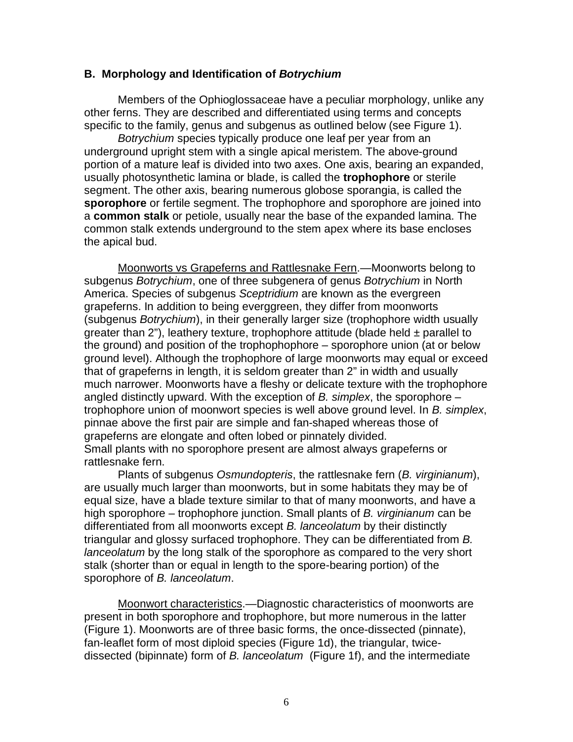## B. Morphology and Identification of *Botrychium*

Members of the Ophioglossaceae have a peculiar morphology, unlike any other ferns. They are described and differentiated using terms and concepts specific to the family, genus and subgenus as outlined below (see Figure 1).

*Botrychium* species typically produce one leaf per year from an underground upright stem with a single apical meristem. The above-ground portion of a mature leaf is divided into two axes. One axis, bearing an expanded, usually photosynthetic lamina or blade, is called the **trophophore** or sterile segment. The other axis, bearing numerous globose sporangia, is called the **sporophore** or fertile segment. The trophophore and sporophore are joined into a **common stalk** or petiole, usually near the base of the expanded lamina. The common stalk extends underground to the stem apex where its base encloses the apical bud.

Moonworts vs Grapeferns and Rattlesnake Fern.—Moonworts belong to subgenus *Botrychium*, one of three subgenera of genus *Botrychium* in North America. Species of subgenus *Sceptridium* are known as the evergreen grapeferns. In addition to being everggreen, they differ from moonworts (subgenus *Botrychium*), in their generally larger size (trophophore width usually greater than 2"), leathery texture, trophophore attitude (blade held ± parallel to the ground) and position of the trophophophore – sporophore union (at or below ground level). Although the trophophore of large moonworts may equal or exceed that of grapeferns in length, it is seldom greater than 2" in width and usually much narrower. Moonworts have a fleshy or delicate texture with the trophophore angled distinctly upward. With the exception of *B. simplex*, the sporophore – trophophore union of moonwort species is well above ground level. In *B. simplex*, pinnae above the first pair are simple and fan-shaped whereas those of grapeferns are elongate and often lobed or pinnately divided.
Small plants with no sporophore present are almost always grapeferns or rattlesnake fern.

Plants of subgenus *Osmundopteris*, the rattlesnake fern (*B. virginianum*), are usually much larger than moonworts, but in some habitats they may be of equal size, have a blade texture similar to that of many moonworts, and have a high sporophore – trophophore junction. Small plants of *B. virginianum* can be differentiated from all moonworts except *B. lanceolatum* by their distinctly triangular and glossy surfaced trophophore. They can be differentiated from *B. lanceolatum* by the long stalk of the sporophore as compared to the very short stalk (shorter than or equal in length to the spore-bearing portion) of the sporophore of *B. lanceolatum*.

Moonwort characteristics.—Diagnostic characteristics of moonworts are present in both sporophore and trophophore, but more numerous in the latter (Figure 1). Moonworts are of three basic forms, the once-dissected (pinnate), fan-leaflet form of most diploid species (Figure 1d), the triangular, twice-dissected (bipinnate) form of *B. lanceolatum* (Figure 1f), and the intermediate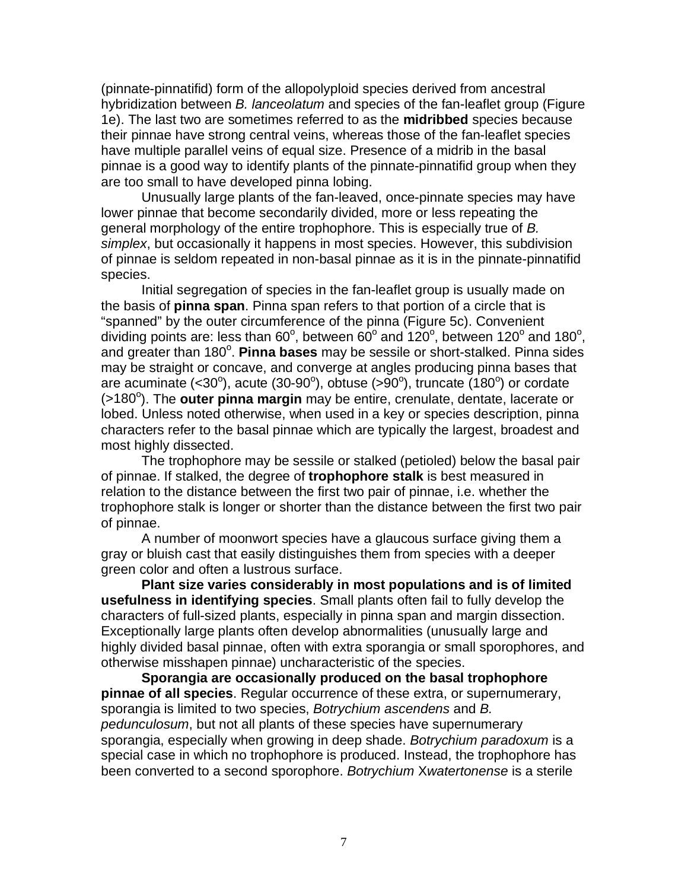(pinnate-pinnatifid) form of the allopolyploid species derived from ancestral hybridization between *B. lanceolatum* and species of the fan-leaflet group (Figure 1e). The last two are sometimes referred to as the **midribbed** species because their pinnae have strong central veins, whereas those of the fan-leaflet species have multiple parallel veins of equal size. Presence of a midrib in the basal pinnae is a good way to identify plants of the pinnate-pinnatifid group when they are too small to have developed pinna lobing.

Unusually large plants of the fan-leaved, once-pinnate species may have lower pinnae that become secondarily divided, more or less repeating the general morphology of the entire trophophore. This is especially true of *B. simplex*, but occasionally it happens in most species. However, this subdivision of pinnae is seldom repeated in non-basal pinnae as it is in the pinnate-pinnatifid species.

Initial segregation of species in the fan-leaflet group is usually made on the basis of **pinna span**. Pinna span refers to that portion of a circle that is "spanned" by the outer circumference of the pinna (Figure 5c). Convenient dividing points are: less than 60$^{o}$, between 60$^{o}$ and 120$^{o}$, between 120$^{o}$ and 180$^{o}$, and greater than 180$^{o}$. **Pinna bases** may be sessile or short-stalked. Pinna sides may be straight or concave, and converge at angles producing pinna bases that are acuminate (<30$^{o}$), acute (30-90$^{o}$), obtuse (>90$^{o}$), truncate (180$^{o}$) or cordate (>180$^{o}$). The **outer pinna margin** may be entire, crenulate, dentate, lacerate or lobed. Unless noted otherwise, when used in a key or species description, pinna characters refer to the basal pinnae which are typically the largest, broadest and most highly dissected.

The trophophore may be sessile or stalked (petioled) below the basal pair of pinnae. If stalked, the degree of **trophophore stalk** is best measured in relation to the distance between the first two pair of pinnae, i.e. whether the trophophore stalk is longer or shorter than the distance between the first two pair of pinnae.

A number of moonwort species have a glaucous surface giving them a gray or bluish cast that easily distinguishes them from species with a deeper green color and often a lustrous surface.

**Plant size varies considerably in most populations and is of limited usefulness in identifying species**. Small plants often fail to fully develop the characters of full-sized plants, especially in pinna span and margin dissection. Exceptionally large plants often develop abnormalities (unusually large and highly divided basal pinnae, often with extra sporangia or small sporophores, and otherwise misshapen pinnae) uncharacteristic of the species.

**Sporangia are occasionally produced on the basal trophophore pinnae of all species**. Regular occurrence of these extra, or supernumerary, sporangia is limited to two species, *Botrychium ascendens* and *B. pedunculosum*, but not all plants of these species have supernumerary sporangia, especially when growing in deep shade. *Botrychium paradoxum* is a special case in which no trophophore is produced. Instead, the trophophore has been converted to a second sporophore. *Botrychium* X*watertonense* is a sterile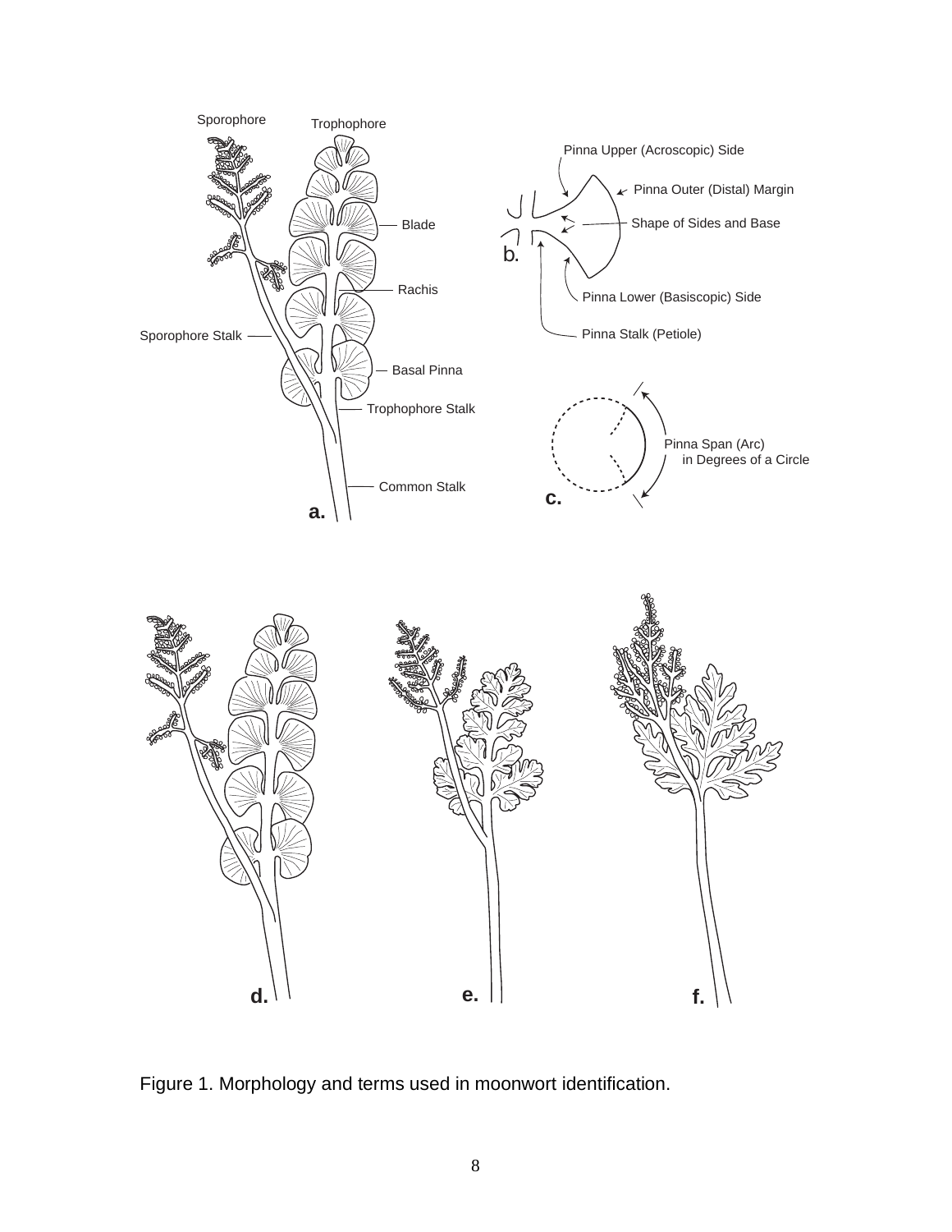Figure 1. Morphology and terms used in moonwort identification.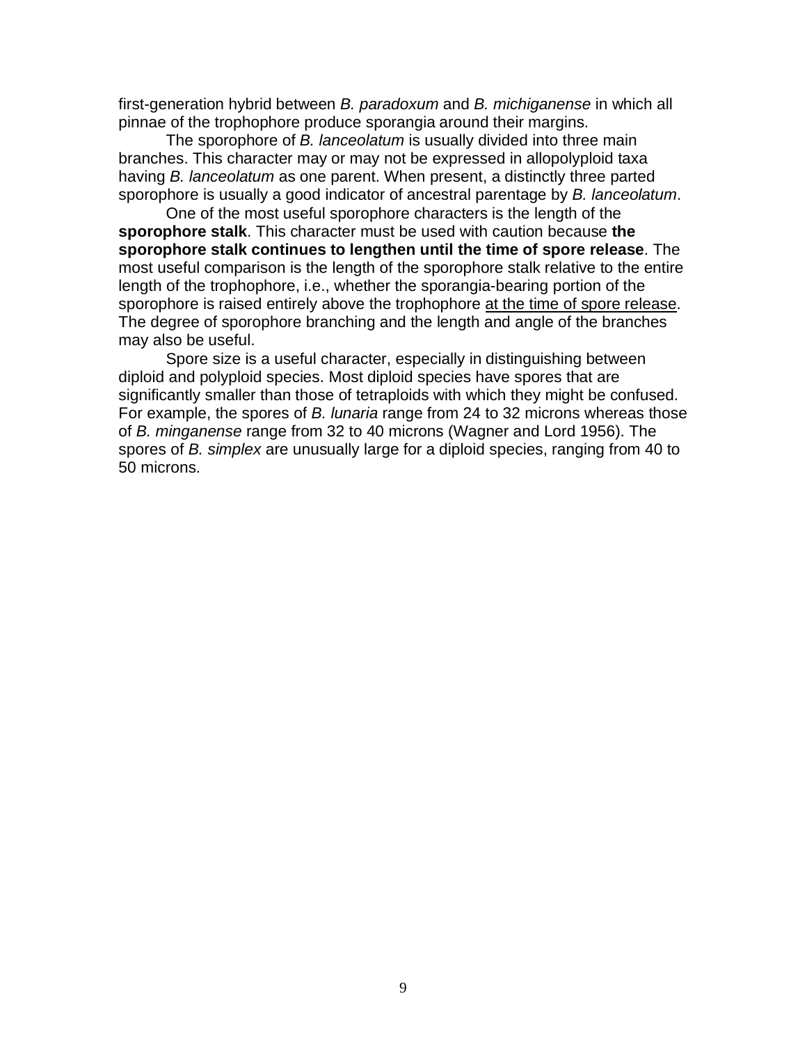first-generation hybrid between *B. paradoxum* and *B. michiganense* in which all pinnae of the trophophore produce sporangia around their margins.

The sporophore of *B. lanceolatum* is usually divided into three main branches. This character may or may not be expressed in allopolyploid taxa having *B. lanceolatum* as one parent. When present, a distinctly three parted sporophore is usually a good indicator of ancestral parentage by *B. lanceolatum*.

One of the most useful sporophore characters is the length of the **sporophore stalk**. This character must be used with caution because **the sporophore stalk continues to lengthen until the time of spore release**. The most useful comparison is the length of the sporophore stalk relative to the entire length of the trophophore, i.e., whether the sporangia-bearing portion of the sporophore is raised entirely above the trophophore at the time of spore release. The degree of sporophore branching and the length and angle of the branches may also be useful.

Spore size is a useful character, especially in distinguishing between diploid and polyploid species. Most diploid species have spores that are significantly smaller than those of tetraploids with which they might be confused. For example, the spores of *B. lunaria* range from 24 to 32 microns whereas those of *B. minganense* range from 32 to 40 microns (Wagner and Lord 1956). The spores of *B. simplex* are unusually large for a diploid species, ranging from 40 to 50 microns.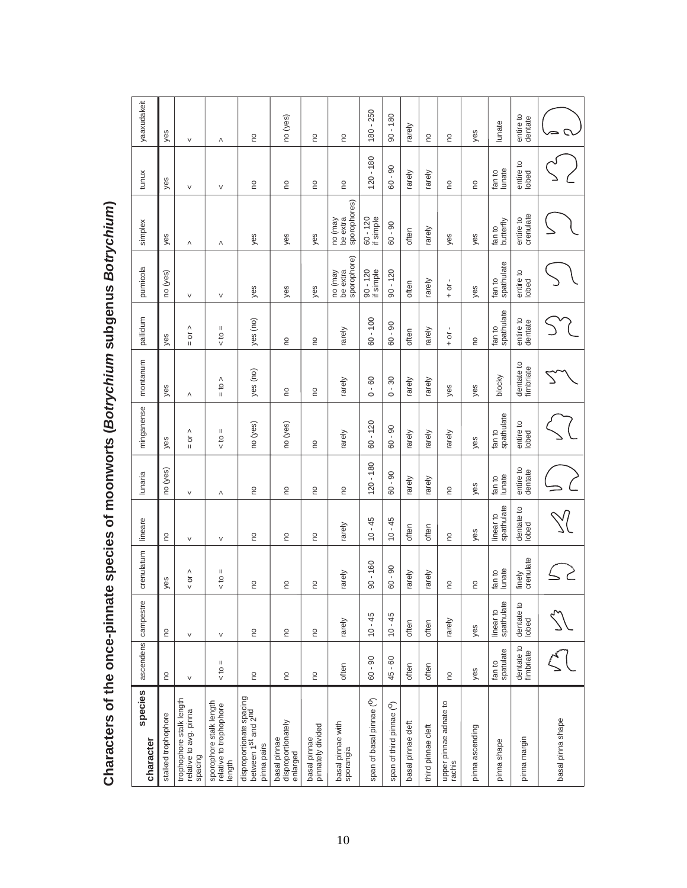# Characters of the once-pinnate species of moonworts (*Botrychium* subgenus *Botrychium*)

| character \ species | ascendens | campestre | crenulatum | lineare | lunaria | minganense | montanum | pallidum | pumicola | simplex | tunux | yaaxudakeit |
|---|---|---|---|---|---|---|---|---|---|---|---|---|
| stalked trophophore | no | no | yes | no | no (yes) | yes | yes | yes | no (yes) | yes | yes | yes |
| trophophore stalk length relative to avg. pinna spacing | < | < | < or > | < | < | = or > | > | = or > | < | > | < | < |
| sporophore stalk length relative to trophophore length | < to = | < | < to = | < | > | < to = | = to > | < to = | < | > | < | > |
| disproportionate spacing between 1st and 2nd pinna pairs | no | no | no | no | no | no (yes) | yes (no) | yes (no) | yes | yes | no | no |
| basal pinnae disproportionately enlarged | no | no | no | no | no | no (yes) | no | no | yes | yes | no | no (yes) |
| basal pinnae pinnately divided | no | no | no | no | no | no | no | no | yes | yes | no | no |
| basal pinnae with sporangia | often | rarely | rarely | rarely | no | rarely | rarely | rarely | no (may be extra sporophore) | no (may be extra sporophores) | no | no |
| span of basal pinnae (°) | 60 - 90 | 10 - 45 | 90 - 160 | 10 - 45 | 120 - 180 | 60 - 120 | 0 - 60 | 60 - 100 | 90 - 120 if simple | 60 - 120 if simple | 120 - 180 | 180 - 250 |
| span of third pinnae (°) | 45 - 60 | 10 - 45 | 60 - 90 | 10 - 45 | 60 - 90 | 60 - 90 | 0 - 30 | 60 - 90 | 90 - 120 | 60 - 90 | 60 - 90 | 90 - 180 |
| basal pinnae cleft | often | often | rarely | often | rarely | rarely | rarely | often | often | often | rarely | rarely |
| third pinnae cleft | often | often | rarely | often | rarely | rarely | rarely | rarely | rarely | rarely | rarely | no |
| upper pinnae adnate to rachis | no | rarely | no | no | no | rarely | yes | + or - | + or - | yes | no | no |
| pinna ascending | yes | yes | no | yes | yes | yes | yes | no | yes | yes | no | yes |
| pinna shape | fan to spatulate | linear to spathulate | fan to lunate | linear to spathulate | fan to lunate | fan to spathulate | blocky | fan to spathulate | fan to spathulate | fan to butterfly | fan to lunate | lunate |
| pinna margin | dentate to fimbriate | dentate to lobed | finely crenulate | dentate to lobed | entire to dentate | entire to lobed | dentate to fimbriate | entire to dentate | entire to lobed | entire to crenulate | entire to lobed | entire to dentate |
| basal pinna shape | | | | | | | | | | | | |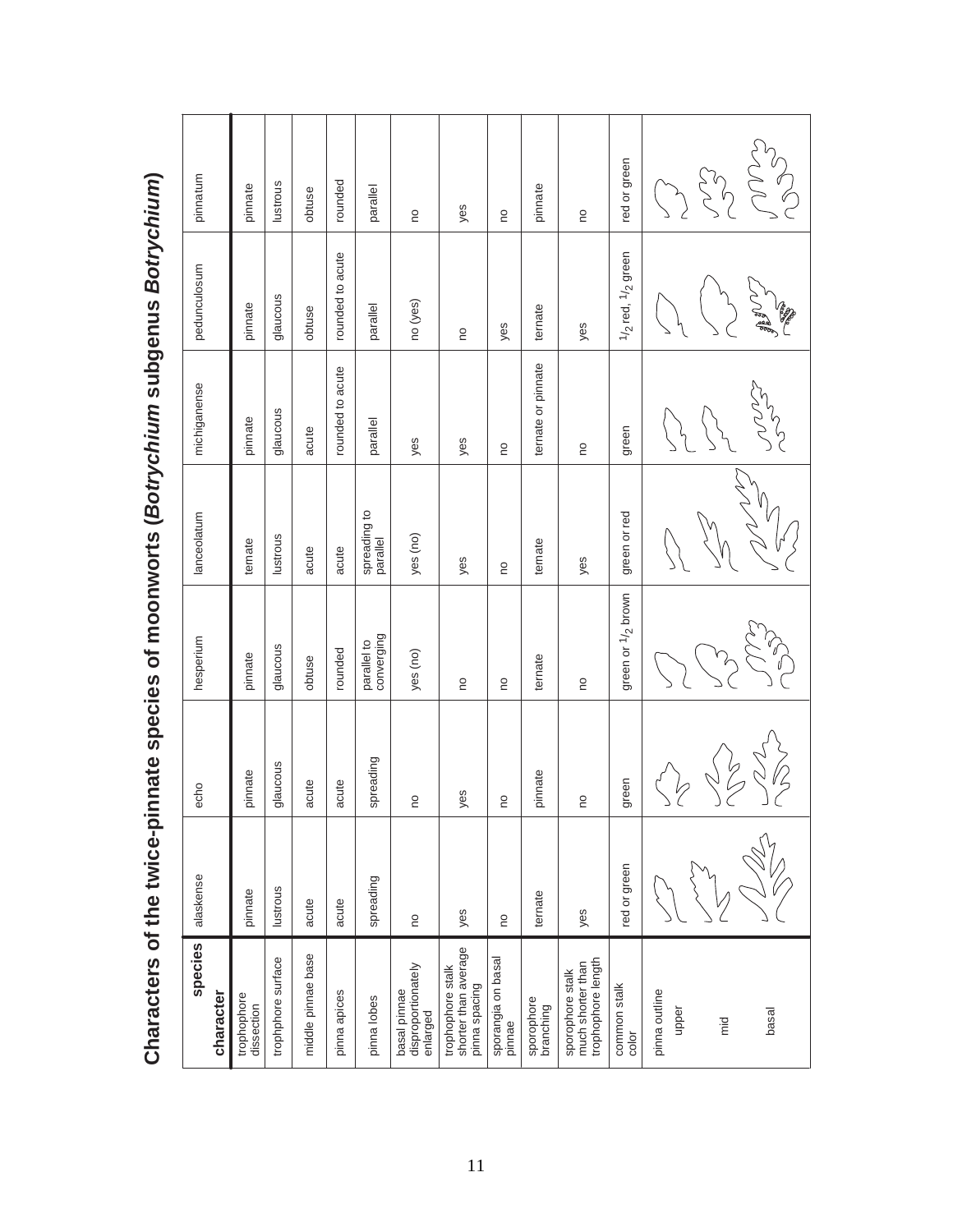# Characters of the twice-pinnate species of moonworts (*Botrychium* subgenus *Botrychium*)

| character \ species | alaskense | echo | hesperium | lanceolatum | michiganense | pedunculosum | pinnatum |
|---|---|---|---|---|---|---|---|
| trophophore dissection | pinnate | pinnate | pinnate | ternate | pinnate | pinnate | pinnate |
| trophphore surface | lustrous | glaucous | glaucous | lustrous | glaucous | glaucous | lustrous |
| middle pinnae base | acute | acute | obtuse | acute | acute | obtuse | obtuse |
| pinna apices | acute | acute | rounded | acute | rounded to acute | rounded to acute | rounded |
| pinna lobes | spreading | spreading | parallel to converging | spreading to parallel | parallel | parallel | parallel |
| basal pinnae disproportionately enlarged | no | no | yes (no) | yes (no) | yes | no (yes) | no |
| trophophore stalk shorter than average pinna spacing | yes | yes | no | yes | yes | no | yes |
| sporangia on basal pinnae | no | no | no | no | no | yes | no |
| sporophore branching | ternate | pinnate | ternate | ternate | ternate or pinnate | ternate | pinnate |
| sporophore stalk much shorter than trophophore length | yes | no | no | yes | no | yes | no |
| common stalk color | red or green | green | green or 1/2 brown | green or red | green | 1/2 red, 1/2 green | red or green |
| pinna outline (upper, mid, basal) | | | | | | | |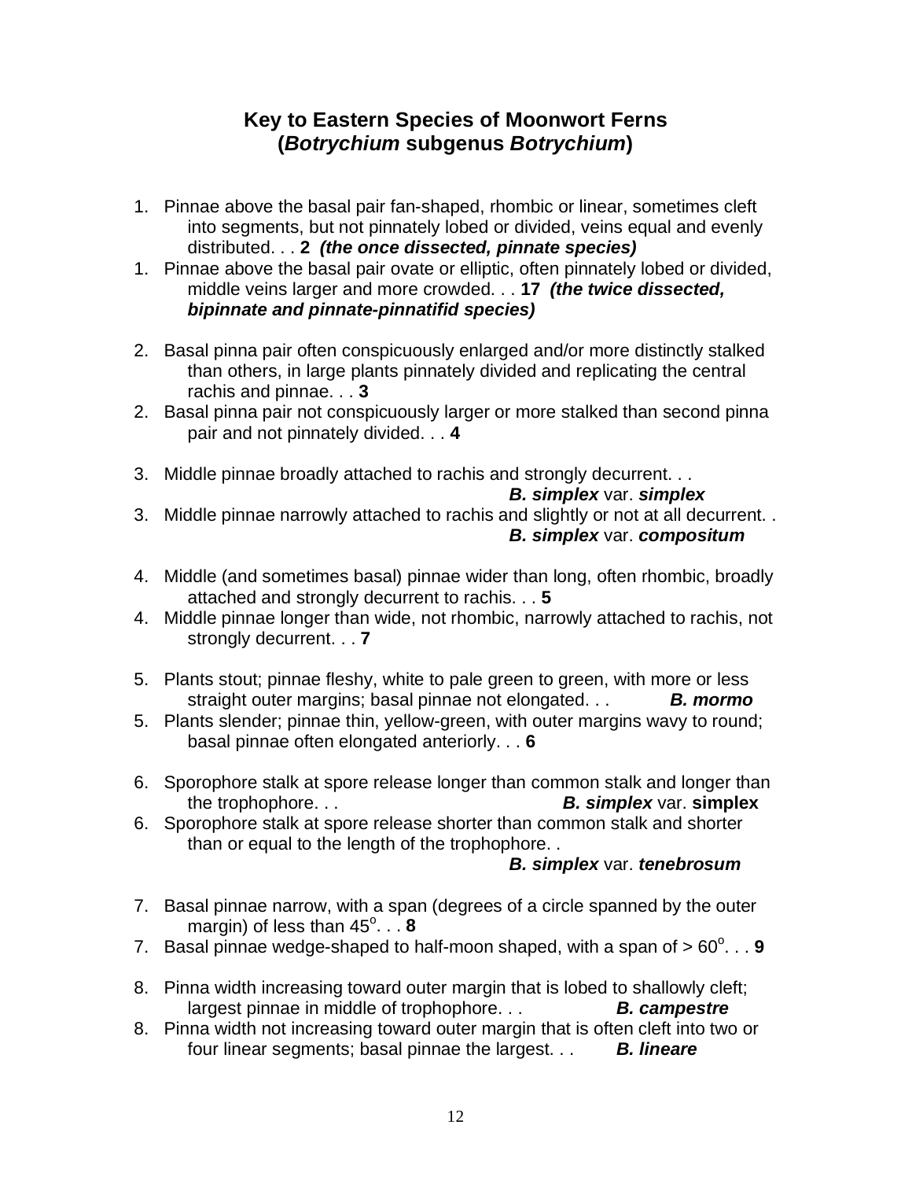# Key to Eastern Species of Moonwort Ferns (*Botrychium* subgenus *Botrychium*)

1. Pinnae above the basal pair fan-shaped, rhombic or linear, sometimes cleft into segments, but not pinnately lobed or divided, veins equal and evenly distributed. . . **2** ***(the once dissected, pinnate species)***
1. Pinnae above the basal pair ovate or elliptic, often pinnately lobed or divided, middle veins larger and more crowded. . . **17** ***(the twice dissected, bipinnate and pinnate-pinnatifid species)***

2. Basal pinna pair often conspicuously enlarged and/or more distinctly stalked than others, in large plants pinnately divided and replicating the central rachis and pinnae. . . **3**
2. Basal pinna pair not conspicuously larger or more stalked than second pinna pair and not pinnately divided. . . **4**

3. Middle pinnae broadly attached to rachis and strongly decurrent. . . ***B. simplex*** var. ***simplex***
3. Middle pinnae narrowly attached to rachis and slightly or not at all decurrent. . ***B. simplex*** var. ***compositum***

4. Middle (and sometimes basal) pinnae wider than long, often rhombic, broadly attached and strongly decurrent to rachis. . . **5**
4. Middle pinnae longer than wide, not rhombic, narrowly attached to rachis, not strongly decurrent. . . **7**

5. Plants stout; pinnae fleshy, white to pale green to green, with more or less straight outer margins; basal pinnae not elongated. . . ***B. mormo***
5. Plants slender; pinnae thin, yellow-green, with outer margins wavy to round; basal pinnae often elongated anteriorly. . . **6**

6. Sporophore stalk at spore release longer than common stalk and longer than the trophophore. . . ***B. simplex*** var. **simplex**
6. Sporophore stalk at spore release shorter than common stalk and shorter than or equal to the length of the trophophore. . ***B. simplex*** var. ***tenebrosum***

7. Basal pinnae narrow, with a span (degrees of a circle spanned by the outer margin) of less than 45°. . . **8**
7. Basal pinnae wedge-shaped to half-moon shaped, with a span of > 60°. . . **9**

8. Pinna width increasing toward outer margin that is lobed to shallowly cleft; largest pinnae in middle of trophophore. . . ***B. campestre***
8. Pinna width not increasing toward outer margin that is often cleft into two or four linear segments; basal pinnae the largest. . . ***B. lineare***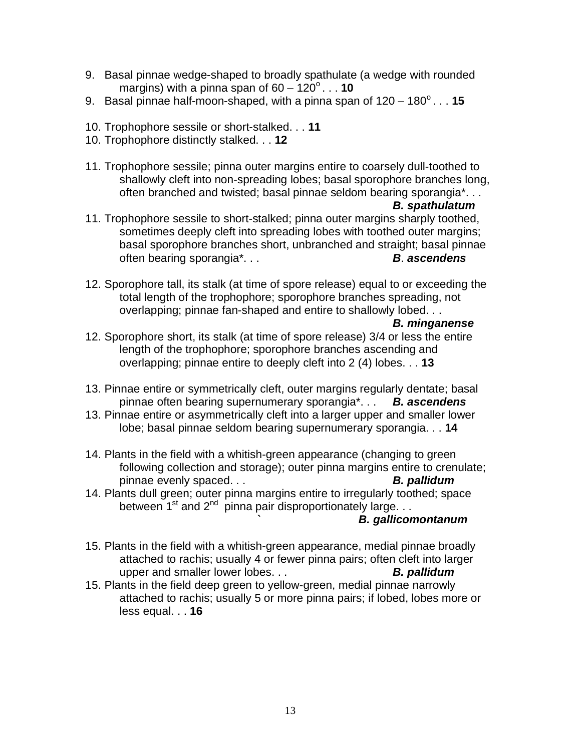9. Basal pinnae wedge-shaped to broadly spathulate (a wedge with rounded margins) with a pinna span of 60 – 120$^{o}$. . . **10**
9. Basal pinnae half-moon-shaped, with a pinna span of 120 – 180$^{o}$ . . . **15**

10. Trophophore sessile or short-stalked. . . **11**
10. Trophophore distinctly stalked. . . **12**

11. Trophophore sessile; pinna outer margins entire to coarsely dull-toothed to shallowly cleft into non-spreading lobes; basal sporophore branches long, often branched and twisted; basal pinnae seldom bearing sporangia*. . . ***B. spathulatum***
11. Trophophore sessile to short-stalked; pinna outer margins sharply toothed, sometimes deeply cleft into spreading lobes with toothed outer margins; basal sporophore branches short, unbranched and straight; basal pinnae often bearing sporangia*. . . ***B*. *ascendens***

12. Sporophore tall, its stalk (at time of spore release) equal to or exceeding the total length of the trophophore; sporophore branches spreading, not overlapping; pinnae fan-shaped and entire to shallowly lobed. . . ***B. minganense***
12. Sporophore short, its stalk (at time of spore release) 3/4 or less the entire length of the trophophore; sporophore branches ascending and overlapping; pinnae entire to deeply cleft into 2 (4) lobes. . . **13**

13. Pinnae entire or symmetrically cleft, outer margins regularly dentate; basal pinnae often bearing supernumerary sporangia*. . . ***B. ascendens***
13. Pinnae entire or asymmetrically cleft into a larger upper and smaller lower lobe; basal pinnae seldom bearing supernumerary sporangia. . . **14**

14. Plants in the field with a whitish-green appearance (changing to green following collection and storage); outer pinna margins entire to crenulate; pinnae evenly spaced. . . ***B. pallidum***
14. Plants dull green; outer pinna margins entire to irregularly toothed; space between 1$^{st}$ and 2$^{nd}$ pinna pair disproportionately large. . . ***B. gallicomontanum***

15. Plants in the field with a whitish-green appearance, medial pinnae broadly attached to rachis; usually 4 or fewer pinna pairs; often cleft into larger upper and smaller lower lobes. . . ***B. pallidum***
15. Plants in the field deep green to yellow-green, medial pinnae narrowly attached to rachis; usually 5 or more pinna pairs; if lobed, lobes more or less equal. . . **16**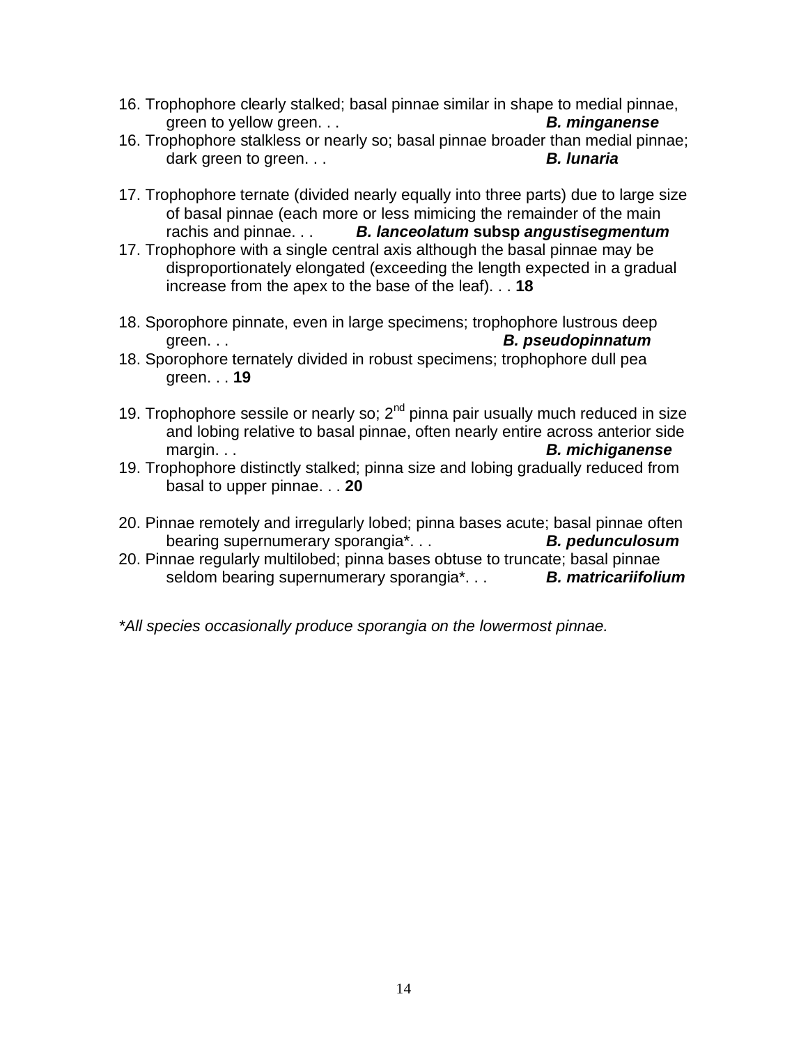16. Trophophore clearly stalked; basal pinnae similar in shape to medial pinnae, green to yellow green. . . ***B. minganense***
16. Trophophore stalkless or nearly so; basal pinnae broader than medial pinnae; dark green to green. . . ***B. lunaria***

17. Trophophore ternate (divided nearly equally into three parts) due to large size of basal pinnae (each more or less mimicing the remainder of the main rachis and pinnae. . . ***B. lanceolatum* subsp *angustisegmentum***
17. Trophophore with a single central axis although the basal pinnae may be disproportionately elongated (exceeding the length expected in a gradual increase from the apex to the base of the leaf). . . **18**

18. Sporophore pinnate, even in large specimens; trophophore lustrous deep green. . . ***B. pseudopinnatum***
18. Sporophore ternately divided in robust specimens; trophophore dull pea green. . . **19**

19. Trophophore sessile or nearly so; 2nd pinna pair usually much reduced in size and lobing relative to basal pinnae, often nearly entire across anterior side margin. . . ***B. michiganense***
19. Trophophore distinctly stalked; pinna size and lobing gradually reduced from basal to upper pinnae. . . **20**

20. Pinnae remotely and irregularly lobed; pinna bases acute; basal pinnae often bearing supernumerary sporangia*. . . ***B. pedunculosum***
20. Pinnae regularly multilobed; pinna bases obtuse to truncate; basal pinnae seldom bearing supernumerary sporangia*. . . ***B. matricariifolium***

*\*All species occasionally produce sporangia on the lowermost pinnae.*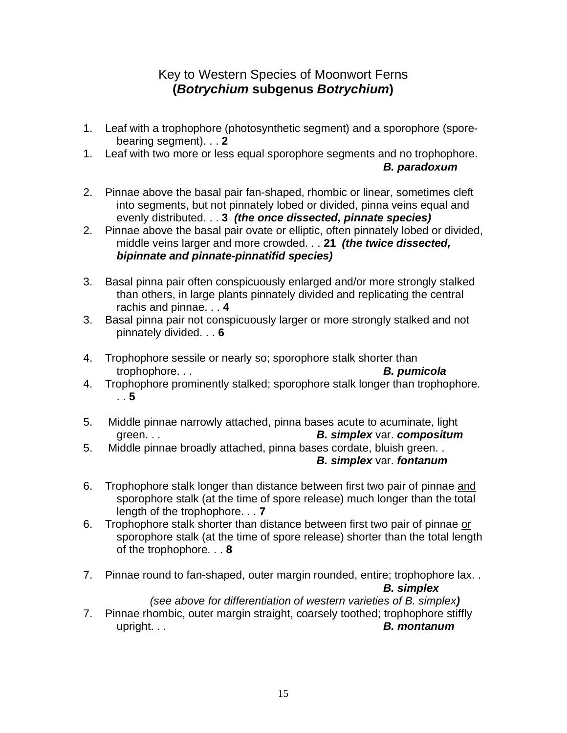# Key to Western Species of Moonwort Ferns
# (*Botrychium* subgenus *Botrychium*)

1. Leaf with a trophophore (photosynthetic segment) and a sporophore (spore-bearing segment). . . **2**
1. Leaf with two more or less equal sporophore segments and no trophophore. ***B. paradoxum***

2. Pinnae above the basal pair fan-shaped, rhombic or linear, sometimes cleft into segments, but not pinnately lobed or divided, pinna veins equal and evenly distributed. . . **3** ***(the once dissected, pinnate species)***
2. Pinnae above the basal pair ovate or elliptic, often pinnately lobed or divided, middle veins larger and more crowded. . . **21** ***(the twice dissected, bipinnate and pinnate-pinnatifid species)***

3. Basal pinna pair often conspicuously enlarged and/or more strongly stalked than others, in large plants pinnately divided and replicating the central rachis and pinnae. . . **4**
3. Basal pinna pair not conspicuously larger or more strongly stalked and not pinnately divided. . . **6**

4. Trophophore sessile or nearly so; sporophore stalk shorter than trophophore. . . ***B. pumicola***
4. Trophophore prominently stalked; sporophore stalk longer than trophophore. . . **5**

5. Middle pinnae narrowly attached, pinna bases acute to acuminate, light green. . . ***B. simplex*** var. ***compositum***
5. Middle pinnae broadly attached, pinna bases cordate, bluish green. . ***B. simplex*** var. ***fontanum***

6. Trophophore stalk longer than distance between first two pair of pinnae <u>and</u> sporophore stalk (at the time of spore release) much longer than the total length of the trophophore. . . **7**
6. Trophophore stalk shorter than distance between first two pair of pinnae <u>or</u> sporophore stalk (at the time of spore release) shorter than the total length of the trophophore. . . **8**

7. Pinnae round to fan-shaped, outer margin rounded, entire; trophophore lax. . ***B. simplex***
   *(see above for differentiation of western varieties of B. simplex)*
7. Pinnae rhombic, outer margin straight, coarsely toothed; trophophore stiffly upright. . . ***B. montanum***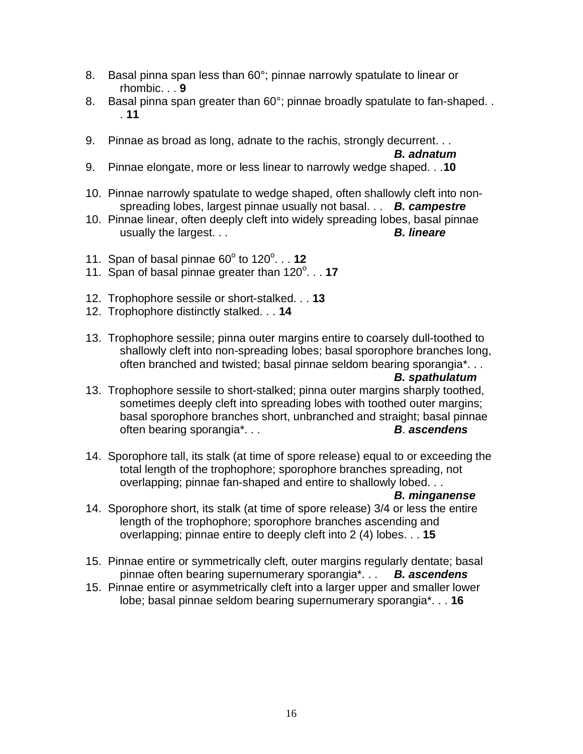8. Basal pinna span less than 60°; pinnae narrowly spatulate to linear or rhombic. . . **9**
8. Basal pinna span greater than 60°; pinnae broadly spatulate to fan-shaped. . . **11**

9. Pinnae as broad as long, adnate to the rachis, strongly decurrent. . . ***B. adnatum***
9. Pinnae elongate, more or less linear to narrowly wedge shaped. . .**10**

10. Pinnae narrowly spatulate to wedge shaped, often shallowly cleft into non-spreading lobes, largest pinnae usually not basal. . . ***B. campestre***
10. Pinnae linear, often deeply cleft into widely spreading lobes, basal pinnae usually the largest. . . ***B. lineare***

11. Span of basal pinnae $60^o$ to $120^o$. . . **12**
11. Span of basal pinnae greater than $120^o$. . . **17**

12. Trophophore sessile or short-stalked. . . **13**
12. Trophophore distinctly stalked. . . **14**

13. Trophophore sessile; pinna outer margins entire to coarsely dull-toothed to shallowly cleft into non-spreading lobes; basal sporophore branches long, often branched and twisted; basal pinnae seldom bearing sporangia*. . . ***B. spathulatum***
13. Trophophore sessile to short-stalked; pinna outer margins sharply toothed, sometimes deeply cleft into spreading lobes with toothed outer margins; basal sporophore branches short, unbranched and straight; basal pinnae often bearing sporangia*. . . ***B. ascendens***

14. Sporophore tall, its stalk (at time of spore release) equal to or exceeding the total length of the trophophore; sporophore branches spreading, not overlapping; pinnae fan-shaped and entire to shallowly lobed. . . ***B. minganense***
14. Sporophore short, its stalk (at time of spore release) 3/4 or less the entire length of the trophophore; sporophore branches ascending and overlapping; pinnae entire to deeply cleft into 2 (4) lobes. . . **15**

15. Pinnae entire or symmetrically cleft, outer margins regularly dentate; basal pinnae often bearing supernumerary sporangia*. . . ***B. ascendens***
15. Pinnae entire or asymmetrically cleft into a larger upper and smaller lower lobe; basal pinnae seldom bearing supernumerary sporangia*. . . **16**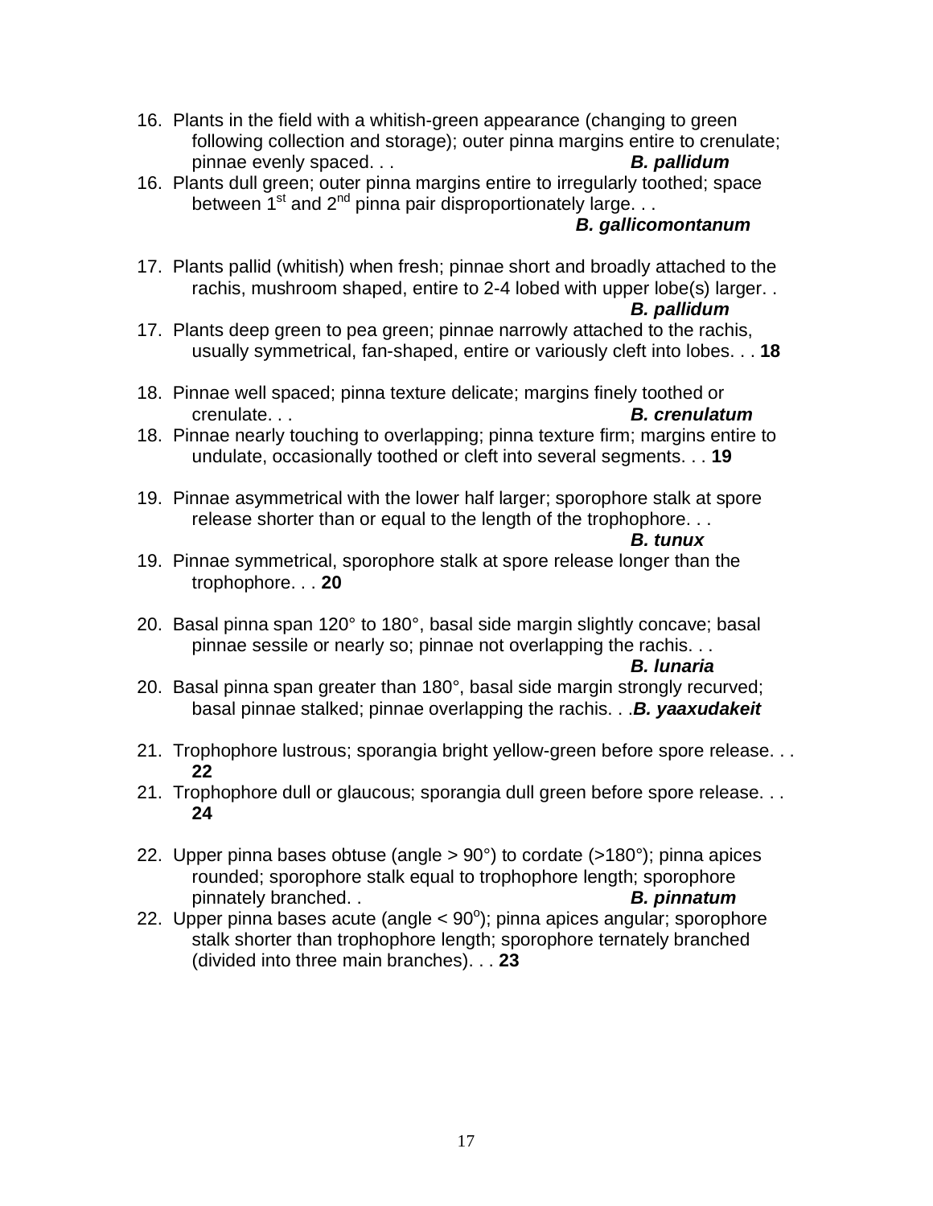16. Plants in the field with a whitish-green appearance (changing to green following collection and storage); outer pinna margins entire to crenulate; pinnae evenly spaced. . . ***B. pallidum***
16. Plants dull green; outer pinna margins entire to irregularly toothed; space between 1st and 2nd pinna pair disproportionately large. . . ***B. gallicomontanum***

17. Plants pallid (whitish) when fresh; pinnae short and broadly attached to the rachis, mushroom shaped, entire to 2-4 lobed with upper lobe(s) larger. . ***B. pallidum***
17. Plants deep green to pea green; pinnae narrowly attached to the rachis, usually symmetrical, fan-shaped, entire or variously cleft into lobes. . . **18**

18. Pinnae well spaced; pinna texture delicate; margins finely toothed or crenulate. . . ***B. crenulatum***
18. Pinnae nearly touching to overlapping; pinna texture firm; margins entire to undulate, occasionally toothed or cleft into several segments. . . **19**

19. Pinnae asymmetrical with the lower half larger; sporophore stalk at spore release shorter than or equal to the length of the trophophore. . . ***B. tunux***
19. Pinnae symmetrical, sporophore stalk at spore release longer than the trophophore. . . **20**

20. Basal pinna span 120° to 180°, basal side margin slightly concave; basal pinnae sessile or nearly so; pinnae not overlapping the rachis. . . ***B. lunaria***
20. Basal pinna span greater than 180°, basal side margin strongly recurved; basal pinnae stalked; pinnae overlapping the rachis. . .***B. yaaxudakeit***

21. Trophophore lustrous; sporangia bright yellow-green before spore release. . . **22**
21. Trophophore dull or glaucous; sporangia dull green before spore release. . . **24**

22. Upper pinna bases obtuse (angle > 90°) to cordate (>180°); pinna apices rounded; sporophore stalk equal to trophophore length; sporophore pinnately branched. . ***B. pinnatum***
22. Upper pinna bases acute (angle < 90°); pinna apices angular; sporophore stalk shorter than trophophore length; sporophore ternately branched (divided into three main branches). . . **23**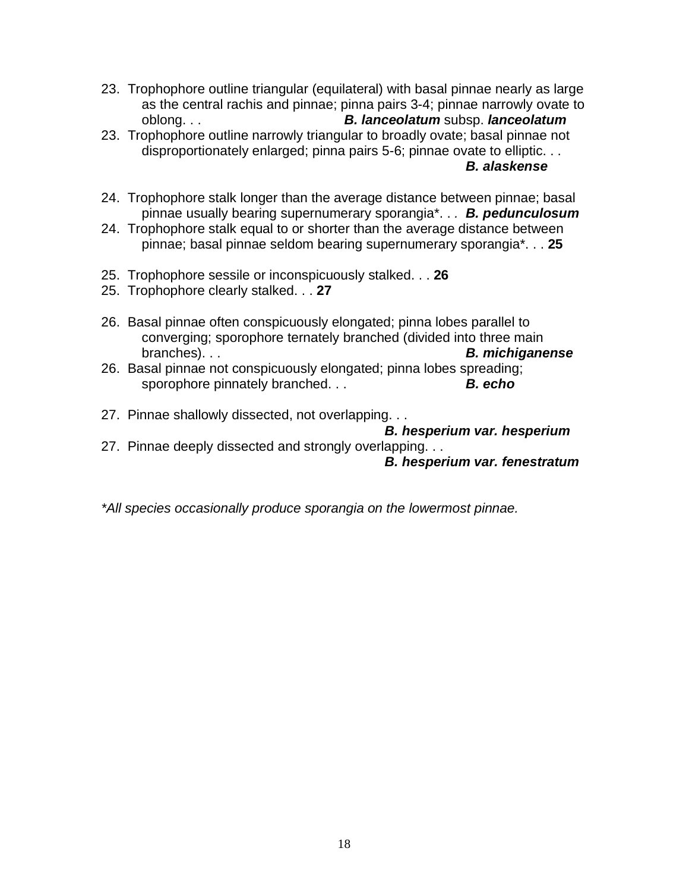23. Trophophore outline triangular (equilateral) with basal pinnae nearly as large as the central rachis and pinnae; pinna pairs 3-4; pinnae narrowly ovate to oblong. . . ***B. lanceolatum*** subsp. ***lanceolatum***

23. Trophophore outline narrowly triangular to broadly ovate; basal pinnae not disproportionately enlarged; pinna pairs 5-6; pinnae ovate to elliptic. . . ***B. alaskense***

24. Trophophore stalk longer than the average distance between pinnae; basal pinnae usually bearing supernumerary sporangia*. . . ***B. pedunculosum***

24. Trophophore stalk equal to or shorter than the average distance between pinnae; basal pinnae seldom bearing supernumerary sporangia*. . . **25**

25. Trophophore sessile or inconspicuously stalked. . . **26**

25. Trophophore clearly stalked. . . **27**

26. Basal pinnae often conspicuously elongated; pinna lobes parallel to converging; sporophore ternately branched (divided into three main branches). . . ***B. michiganense***

26. Basal pinnae not conspicuously elongated; pinna lobes spreading; sporophore pinnately branched. . . ***B. echo***

27. Pinnae shallowly dissected, not overlapping. . . ***B. hesperium var. hesperium***

27. Pinnae deeply dissected and strongly overlapping. . . ***B. hesperium var. fenestratum***

**All species occasionally produce sporangia on the lowermost pinnae.*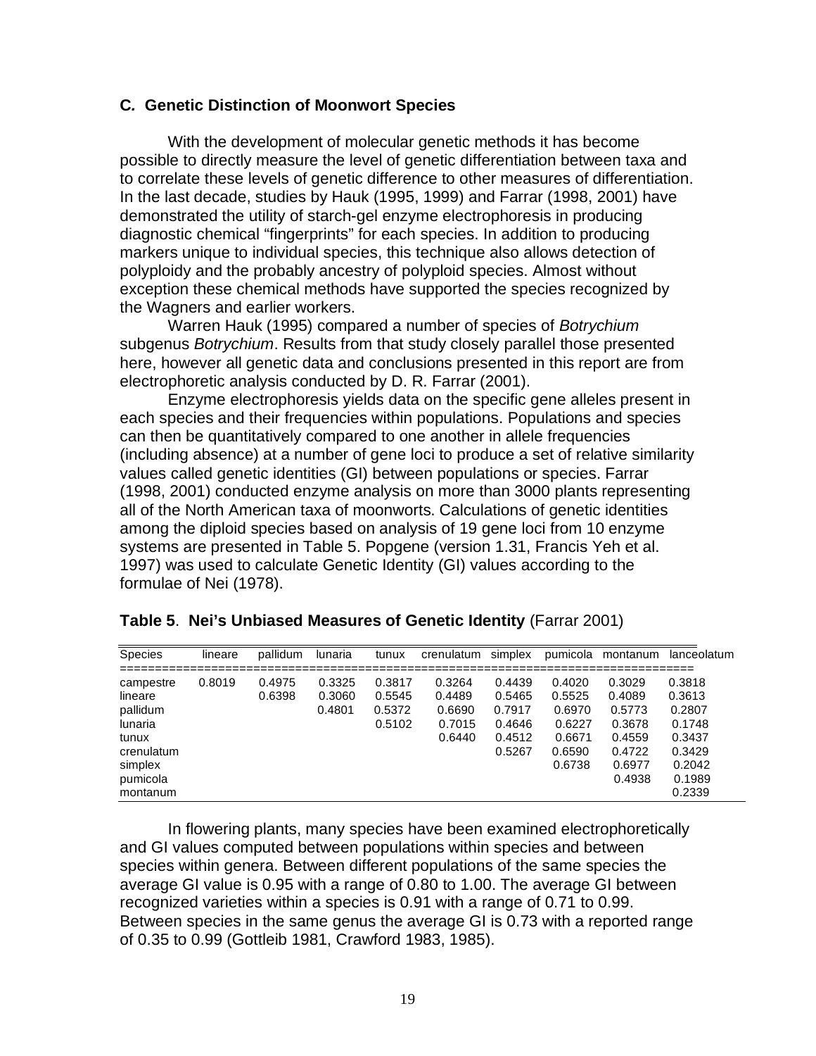### C. Genetic Distinction of Moonwort Species

With the development of molecular genetic methods it has become possible to directly measure the level of genetic differentiation between taxa and to correlate these levels of genetic difference to other measures of differentiation. In the last decade, studies by Hauk (1995, 1999) and Farrar (1998, 2001) have demonstrated the utility of starch-gel enzyme electrophoresis in producing diagnostic chemical "fingerprints" for each species. In addition to producing markers unique to individual species, this technique also allows detection of polyploidy and the probably ancestry of polyploid species. Almost without exception these chemical methods have supported the species recognized by the Wagners and earlier workers.

Warren Hauk (1995) compared a number of species of *Botrychium* subgenus *Botrychium*. Results from that study closely parallel those presented here, however all genetic data and conclusions presented in this report are from electrophoretic analysis conducted by D. R. Farrar (2001).

Enzyme electrophoresis yields data on the specific gene alleles present in each species and their frequencies within populations. Populations and species can then be quantitatively compared to one another in allele frequencies (including absence) at a number of gene loci to produce a set of relative similarity values called genetic identities (GI) between populations or species. Farrar (1998, 2001) conducted enzyme analysis on more than 3000 plants representing all of the North American taxa of moonworts. Calculations of genetic identities among the diploid species based on analysis of 19 gene loci from 10 enzyme systems are presented in Table 5. Popgene (version 1.31, Francis Yeh et al. 1997) was used to calculate Genetic Identity (GI) values according to the formulae of Nei (1978).

**Table 5**. **Nei's Unbiased Measures of Genetic Identity** (Farrar 2001)

| Species | lineare | pallidum | lunaria | tunux | crenulatum | simplex | pumicola | montanum | lanceolatum |
|---|---|---|---|---|---|---|---|---|---|
| campestre | 0.8019 | 0.4975 | 0.3325 | 0.3817 | 0.3264 | 0.4439 | 0.4020 | 0.3029 | 0.3818 |
| lineare | | 0.6398 | 0.3060 | 0.5545 | 0.4489 | 0.5465 | 0.5525 | 0.4089 | 0.3613 |
| pallidum | | | 0.4801 | 0.5372 | 0.6690 | 0.7917 | 0.6970 | 0.5773 | 0.2807 |
| lunaria | | | | 0.5102 | 0.7015 | 0.4646 | 0.6227 | 0.3678 | 0.1748 |
| tunux | | | | | 0.6440 | 0.4512 | 0.6671 | 0.4559 | 0.3437 |
| crenulatum | | | | | | 0.5267 | 0.6590 | 0.4722 | 0.3429 |
| simplex | | | | | | | 0.6738 | 0.6977 | 0.2042 |
| pumicola | | | | | | | | 0.4938 | 0.1989 |
| montanum | | | | | | | | | 0.2339 |

In flowering plants, many species have been examined electrophoretically and GI values computed between populations within species and between species within genera. Between different populations of the same species the average GI value is 0.95 with a range of 0.80 to 1.00. The average GI between recognized varieties within a species is 0.91 with a range of 0.71 to 0.99. Between species in the same genus the average GI is 0.73 with a reported range of 0.35 to 0.99 (Gottleib 1981, Crawford 1983, 1985).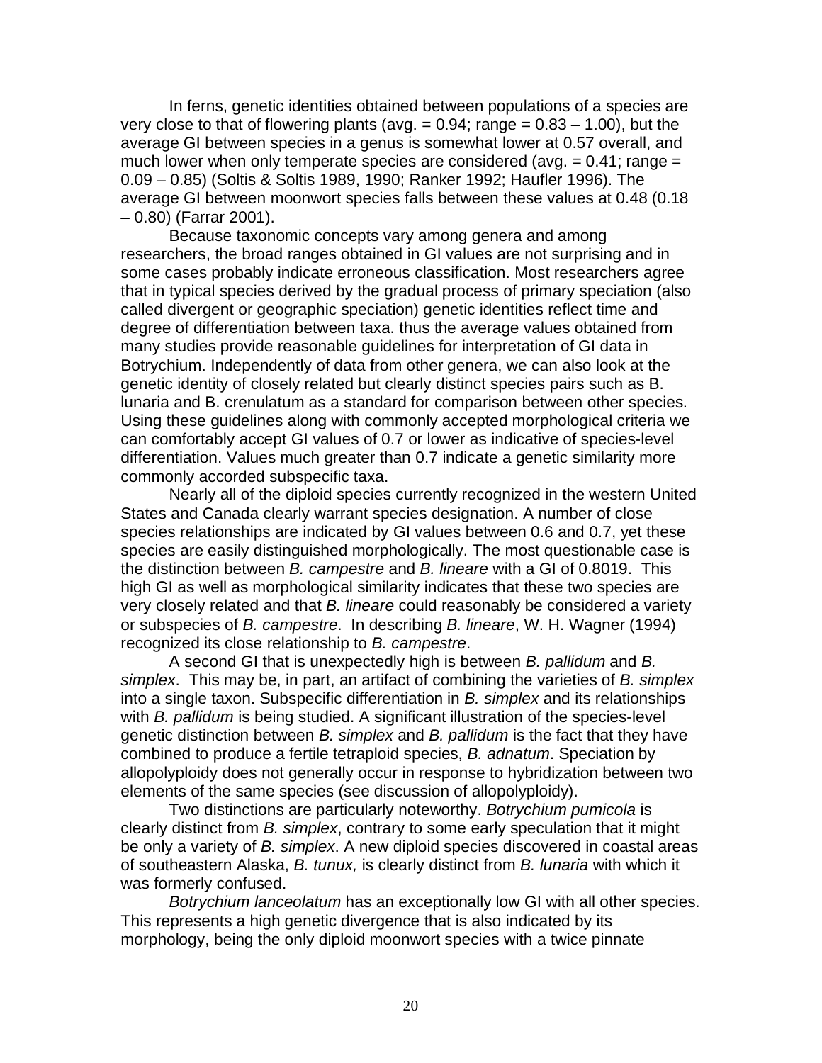In ferns, genetic identities obtained between populations of a species are very close to that of flowering plants (avg. = 0.94; range = 0.83 – 1.00), but the average GI between species in a genus is somewhat lower at 0.57 overall, and much lower when only temperate species are considered (avg. = 0.41; range = 0.09 – 0.85) (Soltis & Soltis 1989, 1990; Ranker 1992; Haufler 1996). The average GI between moonwort species falls between these values at 0.48 (0.18 – 0.80) (Farrar 2001).

Because taxonomic concepts vary among genera and among researchers, the broad ranges obtained in GI values are not surprising and in some cases probably indicate erroneous classification. Most researchers agree that in typical species derived by the gradual process of primary speciation (also called divergent or geographic speciation) genetic identities reflect time and degree of differentiation between taxa. thus the average values obtained from many studies provide reasonable guidelines for interpretation of GI data in Botrychium. Independently of data from other genera, we can also look at the genetic identity of closely related but clearly distinct species pairs such as B. lunaria and B. crenulatum as a standard for comparison between other species. Using these guidelines along with commonly accepted morphological criteria we can comfortably accept GI values of 0.7 or lower as indicative of species-level differentiation. Values much greater than 0.7 indicate a genetic similarity more commonly accorded subspecific taxa.

Nearly all of the diploid species currently recognized in the western United States and Canada clearly warrant species designation. A number of close species relationships are indicated by GI values between 0.6 and 0.7, yet these species are easily distinguished morphologically. The most questionable case is the distinction between *B. campestre* and *B. lineare* with a GI of 0.8019. This high GI as well as morphological similarity indicates that these two species are very closely related and that *B. lineare* could reasonably be considered a variety or subspecies of *B. campestre*. In describing *B. lineare*, W. H. Wagner (1994) recognized its close relationship to *B. campestre*.

A second GI that is unexpectedly high is between *B. pallidum* and *B. simplex*. This may be, in part, an artifact of combining the varieties of *B. simplex* into a single taxon. Subspecific differentiation in *B. simplex* and its relationships with *B. pallidum* is being studied. A significant illustration of the species-level genetic distinction between *B. simplex* and *B. pallidum* is the fact that they have combined to produce a fertile tetraploid species, *B. adnatum*. Speciation by allopolyploidy does not generally occur in response to hybridization between two elements of the same species (see discussion of allopolyploidy).

Two distinctions are particularly noteworthy. *Botrychium pumicola* is clearly distinct from *B. simplex*, contrary to some early speculation that it might be only a variety of *B. simplex*. A new diploid species discovered in coastal areas of southeastern Alaska, *B. tunux,* is clearly distinct from *B. lunaria* with which it was formerly confused.

*Botrychium lanceolatum* has an exceptionally low GI with all other species. This represents a high genetic divergence that is also indicated by its morphology, being the only diploid moonwort species with a twice pinnate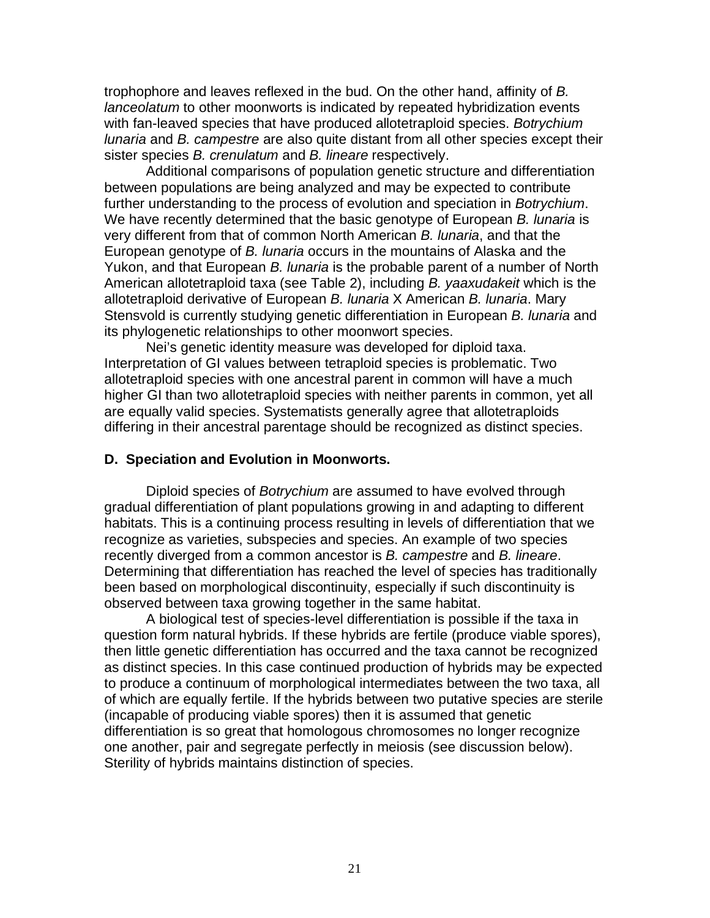trophophore and leaves reflexed in the bud. On the other hand, affinity of *B. lanceolatum* to other moonworts is indicated by repeated hybridization events with fan-leaved species that have produced allotetraploid species. *Botrychium lunaria* and *B. campestre* are also quite distant from all other species except their sister species *B. crenulatum* and *B. lineare* respectively.

Additional comparisons of population genetic structure and differentiation between populations are being analyzed and may be expected to contribute further understanding to the process of evolution and speciation in *Botrychium*. We have recently determined that the basic genotype of European *B. lunaria* is very different from that of common North American *B. lunaria*, and that the European genotype of *B. lunaria* occurs in the mountains of Alaska and the Yukon, and that European *B. lunaria* is the probable parent of a number of North American allotetraploid taxa (see Table 2), including *B. yaaxudakeit* which is the allotetraploid derivative of European *B. lunaria* X American *B. lunaria*. Mary Stensvold is currently studying genetic differentiation in European *B. lunaria* and its phylogenetic relationships to other moonwort species.

Nei's genetic identity measure was developed for diploid taxa. Interpretation of GI values between tetraploid species is problematic. Two allotetraploid species with one ancestral parent in common will have a much higher GI than two allotetraploid species with neither parents in common, yet all are equally valid species. Systematists generally agree that allotetraploids differing in their ancestral parentage should be recognized as distinct species.

### D. Speciation and Evolution in Moonworts.

Diploid species of *Botrychium* are assumed to have evolved through gradual differentiation of plant populations growing in and adapting to different habitats. This is a continuing process resulting in levels of differentiation that we recognize as varieties, subspecies and species. An example of two species recently diverged from a common ancestor is *B. campestre* and *B. lineare*. Determining that differentiation has reached the level of species has traditionally been based on morphological discontinuity, especially if such discontinuity is observed between taxa growing together in the same habitat.

A biological test of species-level differentiation is possible if the taxa in question form natural hybrids. If these hybrids are fertile (produce viable spores), then little genetic differentiation has occurred and the taxa cannot be recognized as distinct species. In this case continued production of hybrids may be expected to produce a continuum of morphological intermediates between the two taxa, all of which are equally fertile. If the hybrids between two putative species are sterile (incapable of producing viable spores) then it is assumed that genetic differentiation is so great that homologous chromosomes no longer recognize one another, pair and segregate perfectly in meiosis (see discussion below). Sterility of hybrids maintains distinction of species.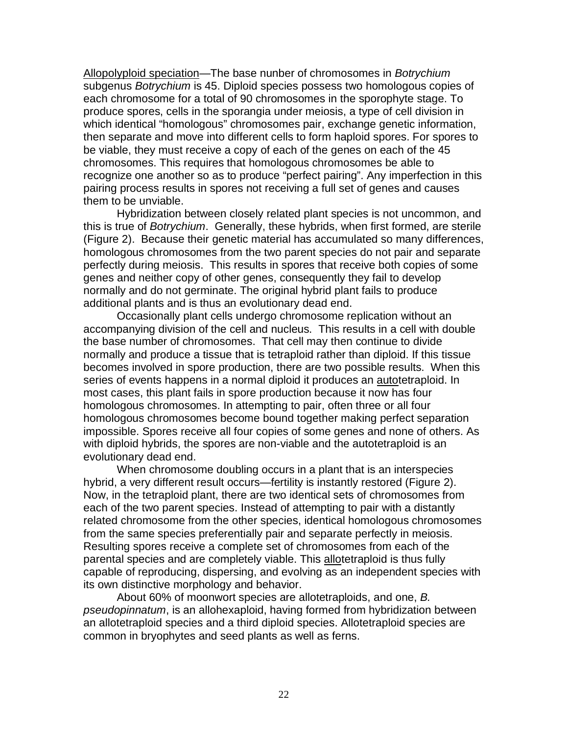Allopolyploid speciation—The base nunber of chromosomes in *Botrychium* subgenus *Botrychium* is 45. Diploid species possess two homologous copies of each chromosome for a total of 90 chromosomes in the sporophyte stage. To produce spores, cells in the sporangia under meiosis, a type of cell division in which identical "homologous" chromosomes pair, exchange genetic information, then separate and move into different cells to form haploid spores. For spores to be viable, they must receive a copy of each of the genes on each of the 45 chromosomes. This requires that homologous chromosomes be able to recognize one another so as to produce "perfect pairing". Any imperfection in this pairing process results in spores not receiving a full set of genes and causes them to be unviable.

Hybridization between closely related plant species is not uncommon, and this is true of *Botrychium*. Generally, these hybrids, when first formed, are sterile (Figure 2). Because their genetic material has accumulated so many differences, homologous chromosomes from the two parent species do not pair and separate perfectly during meiosis. This results in spores that receive both copies of some genes and neither copy of other genes, consequently they fail to develop normally and do not germinate. The original hybrid plant fails to produce additional plants and is thus an evolutionary dead end.

Occasionally plant cells undergo chromosome replication without an accompanying division of the cell and nucleus. This results in a cell with double the base number of chromosomes. That cell may then continue to divide normally and produce a tissue that is tetraploid rather than diploid. If this tissue becomes involved in spore production, there are two possible results. When this series of events happens in a normal diploid it produces an autotetraploid. In most cases, this plant fails in spore production because it now has four homologous chromosomes. In attempting to pair, often three or all four homologous chromosomes become bound together making perfect separation impossible. Spores receive all four copies of some genes and none of others. As with diploid hybrids, the spores are non-viable and the autotetraploid is an evolutionary dead end.

When chromosome doubling occurs in a plant that is an interspecies hybrid, a very different result occurs—fertility is instantly restored (Figure 2). Now, in the tetraploid plant, there are two identical sets of chromosomes from each of the two parent species. Instead of attempting to pair with a distantly related chromosome from the other species, identical homologous chromosomes from the same species preferentially pair and separate perfectly in meiosis. Resulting spores receive a complete set of chromosomes from each of the parental species and are completely viable. This allotetraploid is thus fully capable of reproducing, dispersing, and evolving as an independent species with its own distinctive morphology and behavior.

About 60% of moonwort species are allotetraploids, and one, *B. pseudopinnatum*, is an allohexaploid, having formed from hybridization between an allotetraploid species and a third diploid species. Allotetraploid species are common in bryophytes and seed plants as well as ferns.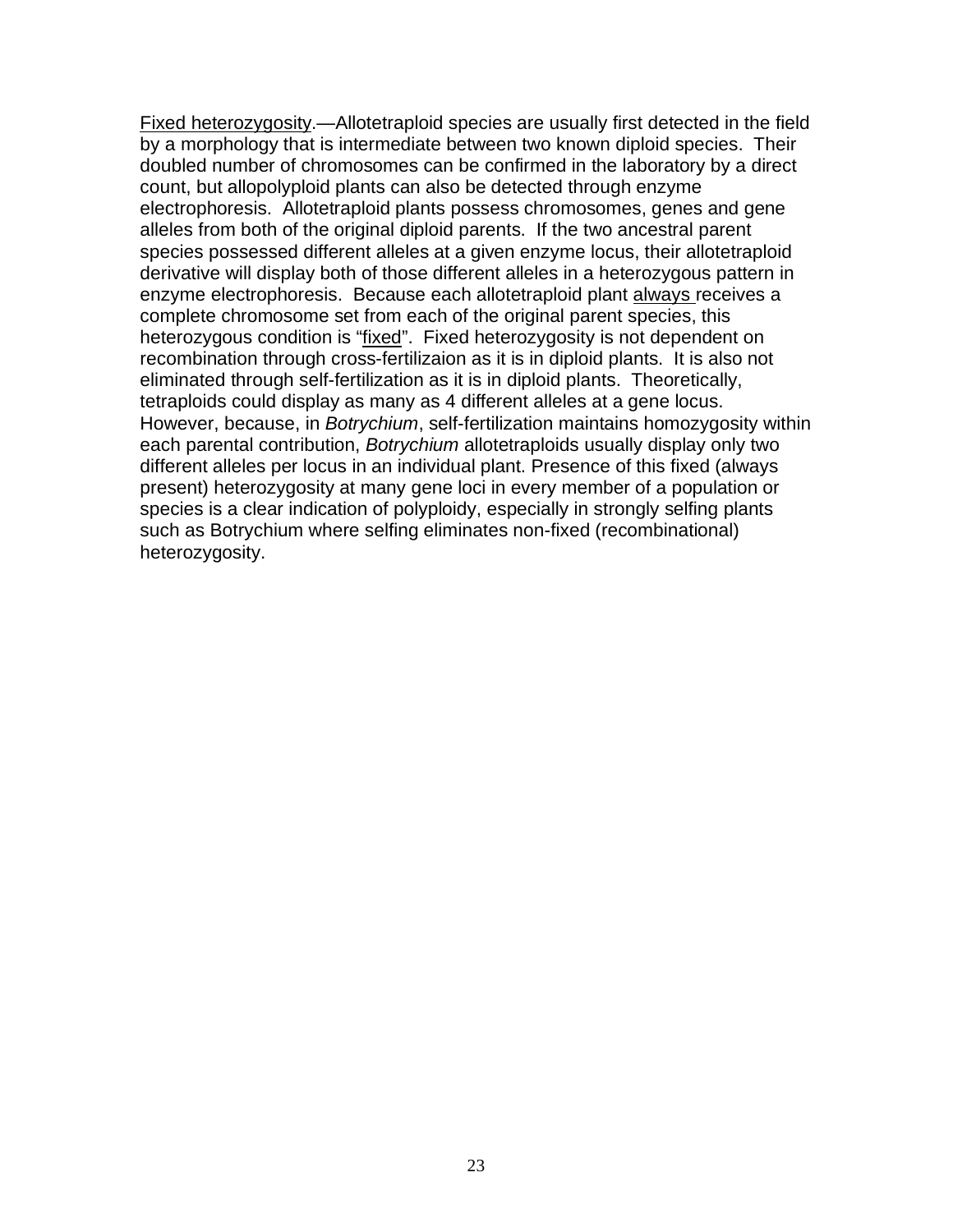<u>Fixed heterozygosity</u>.—Allotetraploid species are usually first detected in the field by a morphology that is intermediate between two known diploid species. Their doubled number of chromosomes can be confirmed in the laboratory by a direct count, but allopolyploid plants can also be detected through enzyme electrophoresis. Allotetraploid plants possess chromosomes, genes and gene alleles from both of the original diploid parents. If the two ancestral parent species possessed different alleles at a given enzyme locus, their allotetraploid derivative will display both of those different alleles in a heterozygous pattern in enzyme electrophoresis. Because each allotetraploid plant <u>always</u> receives a complete chromosome set from each of the original parent species, this heterozygous condition is "<u>fixed</u>". Fixed heterozygosity is not dependent on recombination through cross-fertilizaion as it is in diploid plants. It is also not eliminated through self-fertilization as it is in diploid plants. Theoretically, tetraploids could display as many as 4 different alleles at a gene locus. However, because, in *Botrychium*, self-fertilization maintains homozygosity within each parental contribution, *Botrychium* allotetraploids usually display only two different alleles per locus in an individual plant. Presence of this fixed (always present) heterozygosity at many gene loci in every member of a population or species is a clear indication of polyploidy, especially in strongly selfing plants such as Botrychium where selfing eliminates non-fixed (recombinational) heterozygosity.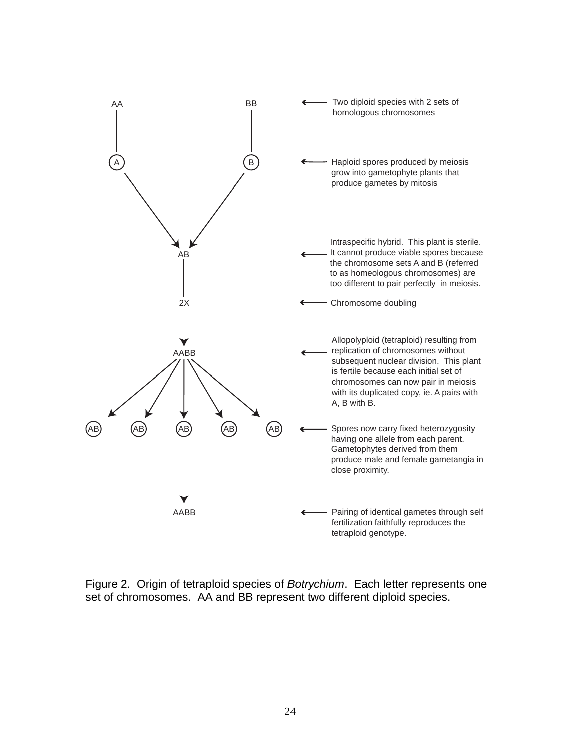AA — BB ← Two diploid species with 2 sets of homologous chromosomes

A — B ← Haploid spores produced by meiosis grow into gametophyte plants that produce gametes by mitosis

AB ← Intraspecific hybrid. This plant is sterile. It cannot produce viable spores because the chromosome sets A and B (referred to as homeologous chromosomes) are too different to pair perfectly in meiosis.

2X ← Chromosome doubling

AABB ← Allopolyploid (tetraploid) resulting from replication of chromosomes without subsequent nuclear division. This plant is fertile because each initial set of chromosomes can now pair in meiosis with its duplicated copy, ie. A pairs with A, B with B.

AB AB AB AB AB ← Spores now carry fixed heterozygosity having one allele from each parent. Gametophytes derived from them produce male and female gametangia in close proximity.

AABB ← Pairing of identical gametes through self fertilization faithfully reproduces the tetraploid genotype.

Figure 2. Origin of tetraploid species of *Botrychium*. Each letter represents one set of chromosomes. AA and BB represent two different diploid species.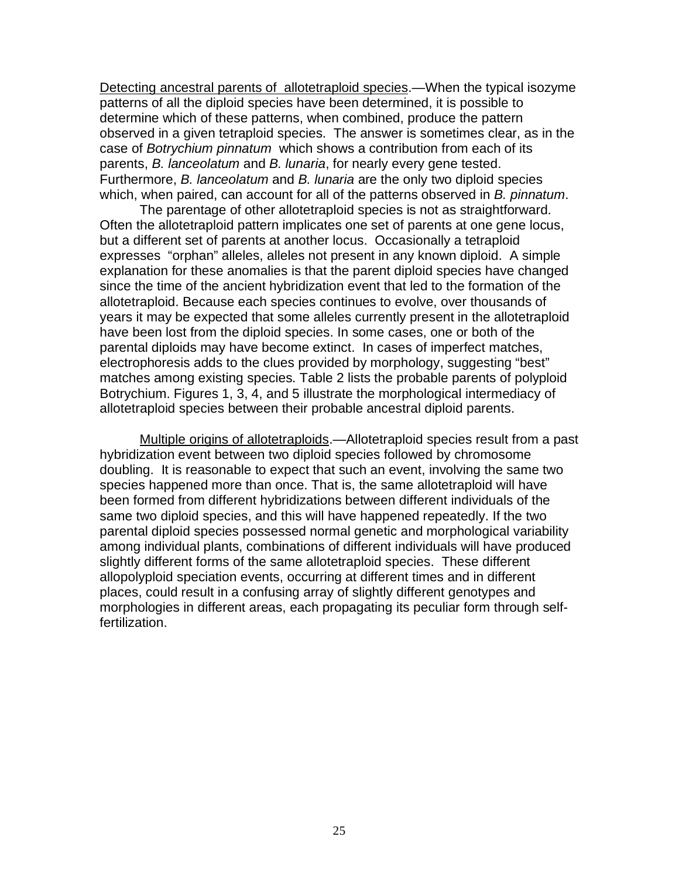<u>Detecting ancestral parents of allotetraploid species</u>.—When the typical isozyme patterns of all the diploid species have been determined, it is possible to determine which of these patterns, when combined, produce the pattern observed in a given tetraploid species. The answer is sometimes clear, as in the case of *Botrychium pinnatum* which shows a contribution from each of its parents, *B. lanceolatum* and *B. lunaria*, for nearly every gene tested. Furthermore, *B. lanceolatum* and *B. lunaria* are the only two diploid species which, when paired, can account for all of the patterns observed in *B. pinnatum*.

The parentage of other allotetraploid species is not as straightforward. Often the allotetraploid pattern implicates one set of parents at one gene locus, but a different set of parents at another locus. Occasionally a tetraploid expresses "orphan" alleles, alleles not present in any known diploid. A simple explanation for these anomalies is that the parent diploid species have changed since the time of the ancient hybridization event that led to the formation of the allotetraploid. Because each species continues to evolve, over thousands of years it may be expected that some alleles currently present in the allotetraploid have been lost from the diploid species. In some cases, one or both of the parental diploids may have become extinct. In cases of imperfect matches, electrophoresis adds to the clues provided by morphology, suggesting "best" matches among existing species. Table 2 lists the probable parents of polyploid Botrychium. Figures 1, 3, 4, and 5 illustrate the morphological intermediacy of allotetraploid species between their probable ancestral diploid parents.

<u>Multiple origins of allotetraploids</u>.—Allotetraploid species result from a past hybridization event between two diploid species followed by chromosome doubling. It is reasonable to expect that such an event, involving the same two species happened more than once. That is, the same allotetraploid will have been formed from different hybridizations between different individuals of the same two diploid species, and this will have happened repeatedly. If the two parental diploid species possessed normal genetic and morphological variability among individual plants, combinations of different individuals will have produced slightly different forms of the same allotetraploid species. These different allopolyploid speciation events, occurring at different times and in different places, could result in a confusing array of slightly different genotypes and morphologies in different areas, each propagating its peculiar form through self-fertilization.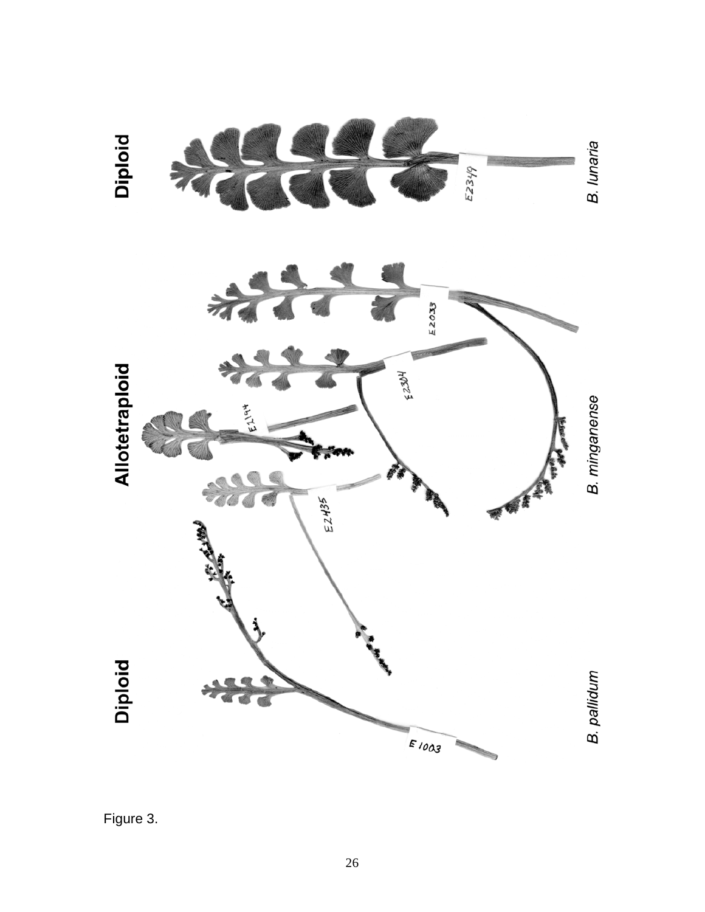Figure 3.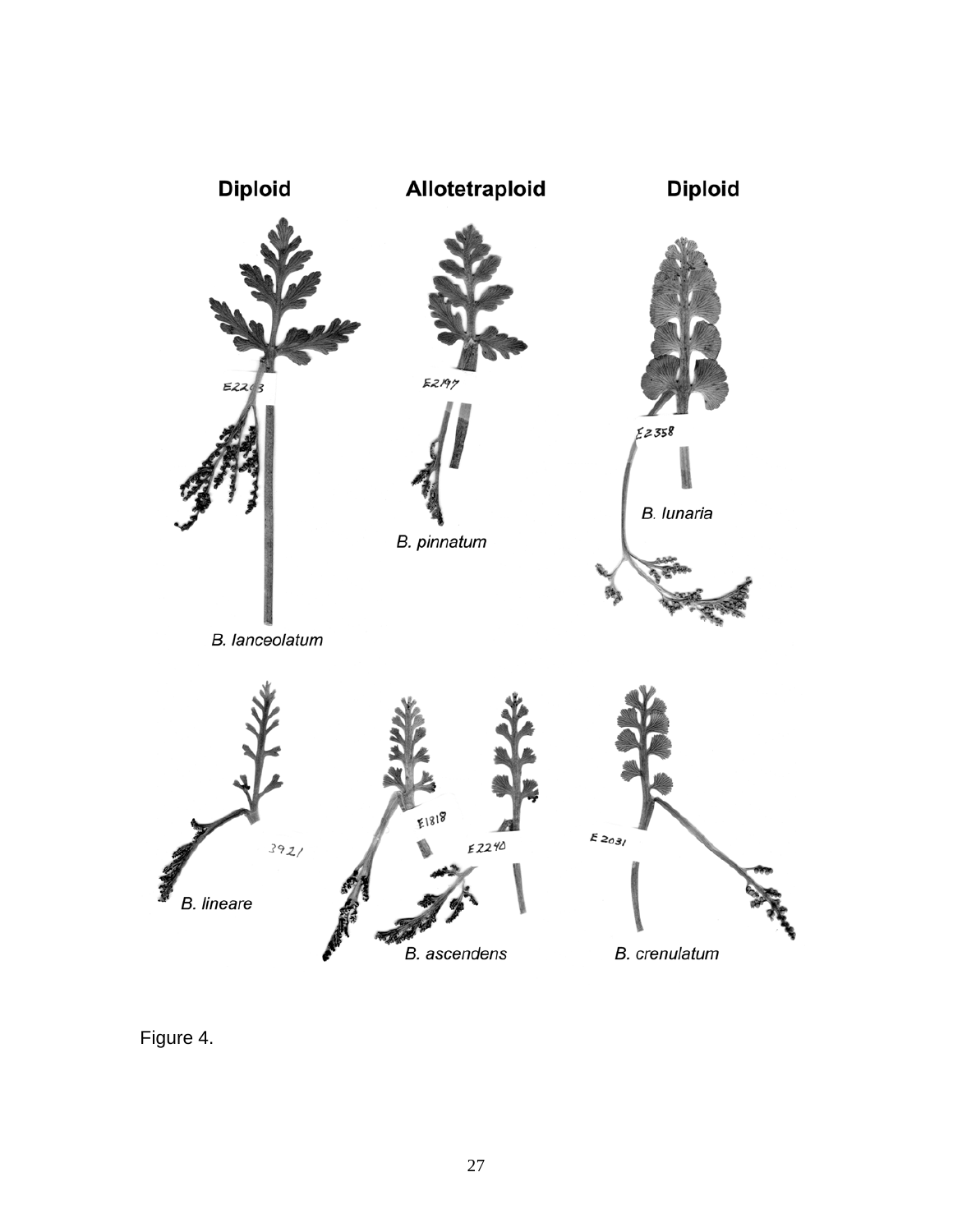**Diploid** **Allotetraploid** **Diploid**

E2203

*B. lanceolatum*

E2197

*B. pinnatum*

E2358

*B. lunaria*

3921

*B. lineare*

E1818

E2240

*B. ascendens*

E2031

*B. crenulatum*

Figure 4.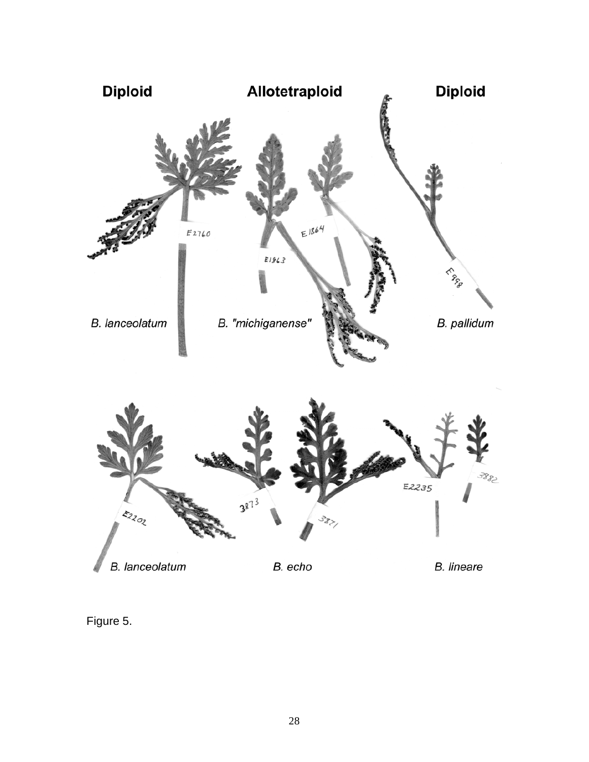Figure 5.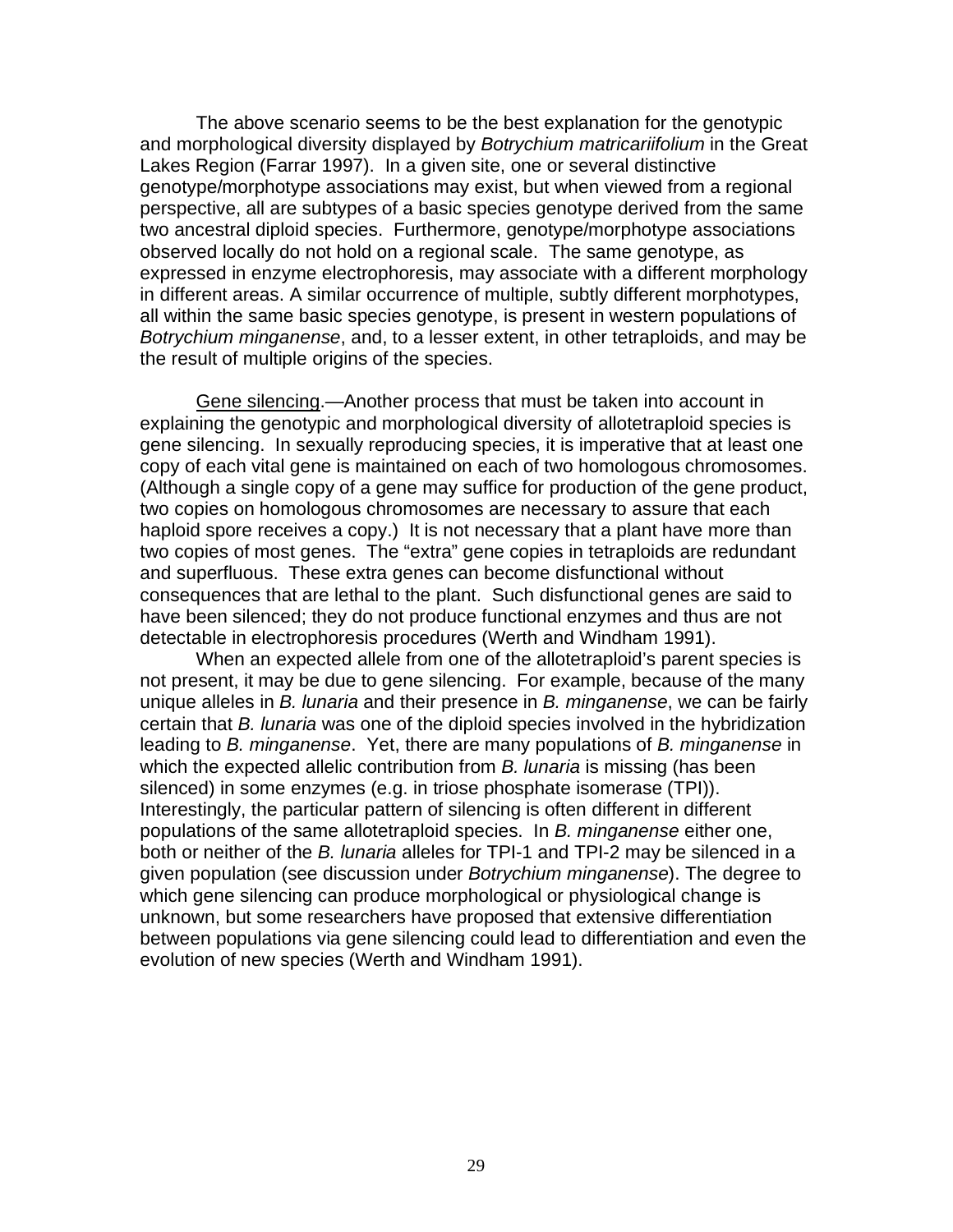The above scenario seems to be the best explanation for the genotypic and morphological diversity displayed by *Botrychium matricariifolium* in the Great Lakes Region (Farrar 1997). In a given site, one or several distinctive genotype/morphotype associations may exist, but when viewed from a regional perspective, all are subtypes of a basic species genotype derived from the same two ancestral diploid species. Furthermore, genotype/morphotype associations observed locally do not hold on a regional scale. The same genotype, as expressed in enzyme electrophoresis, may associate with a different morphology in different areas. A similar occurrence of multiple, subtly different morphotypes, all within the same basic species genotype, is present in western populations of *Botrychium minganense*, and, to a lesser extent, in other tetraploids, and may be the result of multiple origins of the species.

Gene silencing.—Another process that must be taken into account in explaining the genotypic and morphological diversity of allotetraploid species is gene silencing. In sexually reproducing species, it is imperative that at least one copy of each vital gene is maintained on each of two homologous chromosomes. (Although a single copy of a gene may suffice for production of the gene product, two copies on homologous chromosomes are necessary to assure that each haploid spore receives a copy.) It is not necessary that a plant have more than two copies of most genes. The "extra" gene copies in tetraploids are redundant and superfluous. These extra genes can become disfunctional without consequences that are lethal to the plant. Such disfunctional genes are said to have been silenced; they do not produce functional enzymes and thus are not detectable in electrophoresis procedures (Werth and Windham 1991).

When an expected allele from one of the allotetraploid's parent species is not present, it may be due to gene silencing. For example, because of the many unique alleles in *B. lunaria* and their presence in *B. minganense*, we can be fairly certain that *B. lunaria* was one of the diploid species involved in the hybridization leading to *B. minganense*. Yet, there are many populations of *B. minganense* in which the expected allelic contribution from *B. lunaria* is missing (has been silenced) in some enzymes (e.g. in triose phosphate isomerase (TPI)). Interestingly, the particular pattern of silencing is often different in different populations of the same allotetraploid species. In *B. minganense* either one, both or neither of the *B. lunaria* alleles for TPI-1 and TPI-2 may be silenced in a given population (see discussion under *Botrychium minganense*). The degree to which gene silencing can produce morphological or physiological change is unknown, but some researchers have proposed that extensive differentiation between populations via gene silencing could lead to differentiation and even the evolution of new species (Werth and Windham 1991).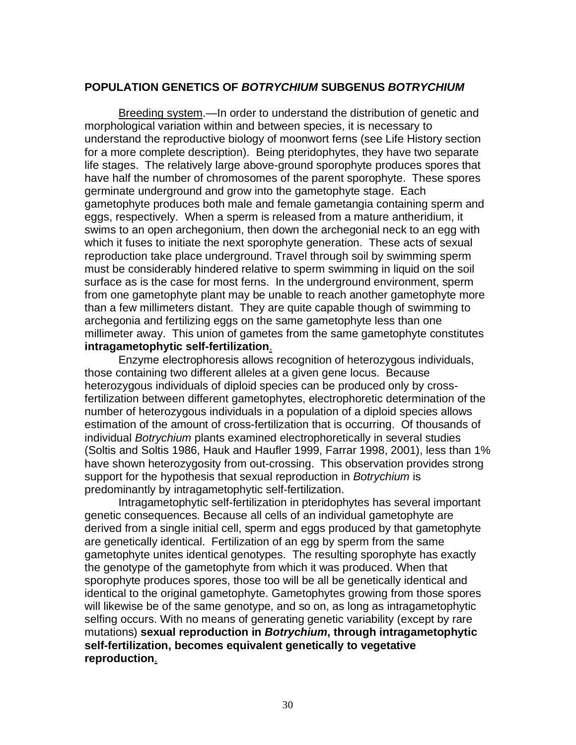## POPULATION GENETICS OF *BOTRYCHIUM* SUBGENUS *BOTRYCHIUM*

Breeding system.—In order to understand the distribution of genetic and morphological variation within and between species, it is necessary to understand the reproductive biology of moonwort ferns (see Life History section for a more complete description). Being pteridophytes, they have two separate life stages. The relatively large above-ground sporophyte produces spores that have half the number of chromosomes of the parent sporophyte. These spores germinate underground and grow into the gametophyte stage. Each gametophyte produces both male and female gametangia containing sperm and eggs, respectively. When a sperm is released from a mature antheridium, it swims to an open archegonium, then down the archegonial neck to an egg with which it fuses to initiate the next sporophyte generation. These acts of sexual reproduction take place underground. Travel through soil by swimming sperm must be considerably hindered relative to sperm swimming in liquid on the soil surface as is the case for most ferns. In the underground environment, sperm from one gametophyte plant may be unable to reach another gametophyte more than a few millimeters distant. They are quite capable though of swimming to archegonia and fertilizing eggs on the same gametophyte less than one millimeter away. This union of gametes from the same gametophyte constitutes **intragametophytic self-fertilization**.

Enzyme electrophoresis allows recognition of heterozygous individuals, those containing two different alleles at a given gene locus. Because heterozygous individuals of diploid species can be produced only by cross-fertilization between different gametophytes, electrophoretic determination of the number of heterozygous individuals in a population of a diploid species allows estimation of the amount of cross-fertilization that is occurring. Of thousands of individual *Botrychium* plants examined electrophoretically in several studies (Soltis and Soltis 1986, Hauk and Haufler 1999, Farrar 1998, 2001), less than 1% have shown heterozygosity from out-crossing. This observation provides strong support for the hypothesis that sexual reproduction in *Botrychium* is predominantly by intragametophytic self-fertilization.

Intragametophytic self-fertilization in pteridophytes has several important genetic consequences. Because all cells of an individual gametophyte are derived from a single initial cell, sperm and eggs produced by that gametophyte are genetically identical. Fertilization of an egg by sperm from the same gametophyte unites identical genotypes. The resulting sporophyte has exactly the genotype of the gametophyte from which it was produced. When that sporophyte produces spores, those too will be all be genetically identical and identical to the original gametophyte. Gametophytes growing from those spores will likewise be of the same genotype, and so on, as long as intragametophytic selfing occurs. With no means of generating genetic variability (except by rare mutations) **sexual reproduction in *Botrychium*, through intragametophytic self-fertilization, becomes equivalent genetically to vegetative reproduction**.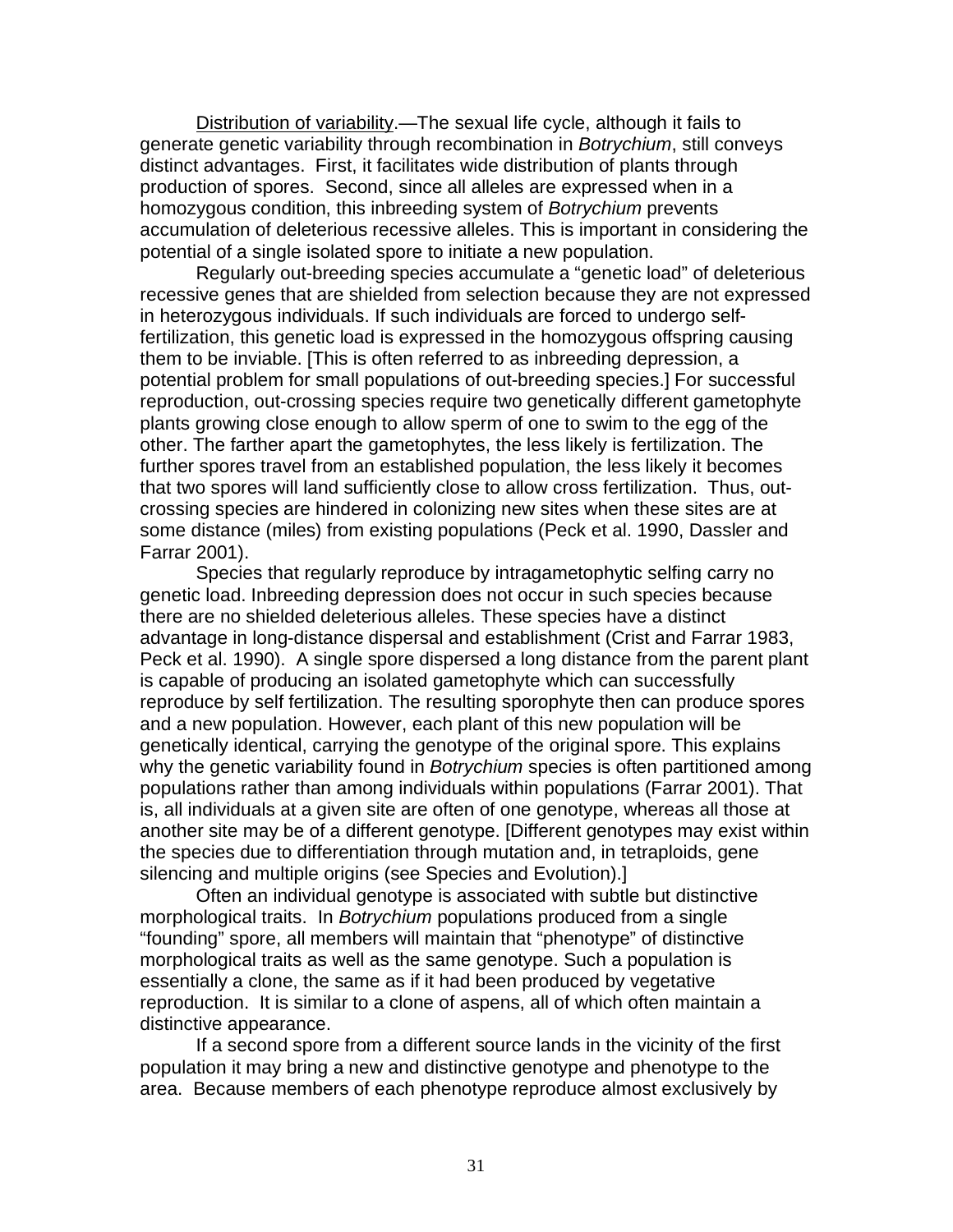<u>Distribution of variability</u>.—The sexual life cycle, although it fails to generate genetic variability through recombination in *Botrychium*, still conveys distinct advantages. First, it facilitates wide distribution of plants through production of spores. Second, since all alleles are expressed when in a homozygous condition, this inbreeding system of *Botrychium* prevents accumulation of deleterious recessive alleles. This is important in considering the potential of a single isolated spore to initiate a new population.

Regularly out-breeding species accumulate a "genetic load" of deleterious recessive genes that are shielded from selection because they are not expressed in heterozygous individuals. If such individuals are forced to undergo self-fertilization, this genetic load is expressed in the homozygous offspring causing them to be inviable. [This is often referred to as inbreeding depression, a potential problem for small populations of out-breeding species.] For successful reproduction, out-crossing species require two genetically different gametophyte plants growing close enough to allow sperm of one to swim to the egg of the other. The farther apart the gametophytes, the less likely is fertilization. The further spores travel from an established population, the less likely it becomes that two spores will land sufficiently close to allow cross fertilization. Thus, out-crossing species are hindered in colonizing new sites when these sites are at some distance (miles) from existing populations (Peck et al. 1990, Dassler and Farrar 2001).

Species that regularly reproduce by intragametophytic selfing carry no genetic load. Inbreeding depression does not occur in such species because there are no shielded deleterious alleles. These species have a distinct advantage in long-distance dispersal and establishment (Crist and Farrar 1983, Peck et al. 1990). A single spore dispersed a long distance from the parent plant is capable of producing an isolated gametophyte which can successfully reproduce by self fertilization. The resulting sporophyte then can produce spores and a new population. However, each plant of this new population will be genetically identical, carrying the genotype of the original spore. This explains why the genetic variability found in *Botrychium* species is often partitioned among populations rather than among individuals within populations (Farrar 2001). That is, all individuals at a given site are often of one genotype, whereas all those at another site may be of a different genotype. [Different genotypes may exist within the species due to differentiation through mutation and, in tetraploids, gene silencing and multiple origins (see Species and Evolution).]

Often an individual genotype is associated with subtle but distinctive morphological traits. In *Botrychium* populations produced from a single "founding" spore, all members will maintain that "phenotype" of distinctive morphological traits as well as the same genotype. Such a population is essentially a clone, the same as if it had been produced by vegetative reproduction. It is similar to a clone of aspens, all of which often maintain a distinctive appearance.

If a second spore from a different source lands in the vicinity of the first population it may bring a new and distinctive genotype and phenotype to the area. Because members of each phenotype reproduce almost exclusively by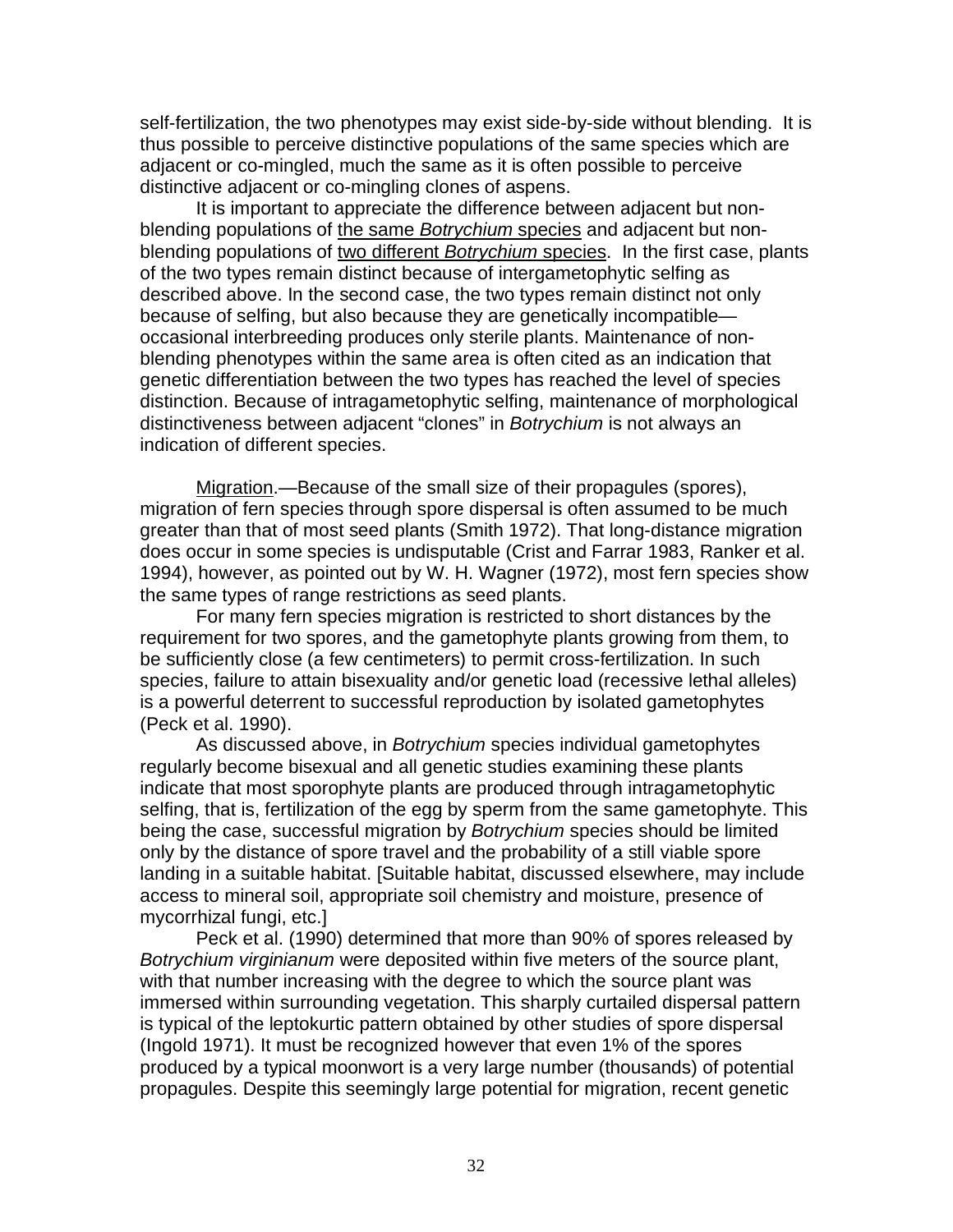self-fertilization, the two phenotypes may exist side-by-side without blending. It is thus possible to perceive distinctive populations of the same species which are adjacent or co-mingled, much the same as it is often possible to perceive distinctive adjacent or co-mingling clones of aspens.

It is important to appreciate the difference between adjacent but non-blending populations of the same *Botrychium* species and adjacent but non-blending populations of two different *Botrychium* species. In the first case, plants of the two types remain distinct because of intergametophytic selfing as described above. In the second case, the two types remain distinct not only because of selfing, but also because they are genetically incompatible—occasional interbreeding produces only sterile plants. Maintenance of non-blending phenotypes within the same area is often cited as an indication that genetic differentiation between the two types has reached the level of species distinction. Because of intragametophytic selfing, maintenance of morphological distinctiveness between adjacent "clones" in *Botrychium* is not always an indication of different species.

Migration.—Because of the small size of their propagules (spores), migration of fern species through spore dispersal is often assumed to be much greater than that of most seed plants (Smith 1972). That long-distance migration does occur in some species is undisputable (Crist and Farrar 1983, Ranker et al. 1994), however, as pointed out by W. H. Wagner (1972), most fern species show the same types of range restrictions as seed plants.

For many fern species migration is restricted to short distances by the requirement for two spores, and the gametophyte plants growing from them, to be sufficiently close (a few centimeters) to permit cross-fertilization. In such species, failure to attain bisexuality and/or genetic load (recessive lethal alleles) is a powerful deterrent to successful reproduction by isolated gametophytes (Peck et al. 1990).

As discussed above, in *Botrychium* species individual gametophytes regularly become bisexual and all genetic studies examining these plants indicate that most sporophyte plants are produced through intragametophytic selfing, that is, fertilization of the egg by sperm from the same gametophyte. This being the case, successful migration by *Botrychium* species should be limited only by the distance of spore travel and the probability of a still viable spore landing in a suitable habitat. [Suitable habitat, discussed elsewhere, may include access to mineral soil, appropriate soil chemistry and moisture, presence of mycorrhizal fungi, etc.]

Peck et al. (1990) determined that more than 90% of spores released by *Botrychium virginianum* were deposited within five meters of the source plant, with that number increasing with the degree to which the source plant was immersed within surrounding vegetation. This sharply curtailed dispersal pattern is typical of the leptokurtic pattern obtained by other studies of spore dispersal (Ingold 1971). It must be recognized however that even 1% of the spores produced by a typical moonwort is a very large number (thousands) of potential propagules. Despite this seemingly large potential for migration, recent genetic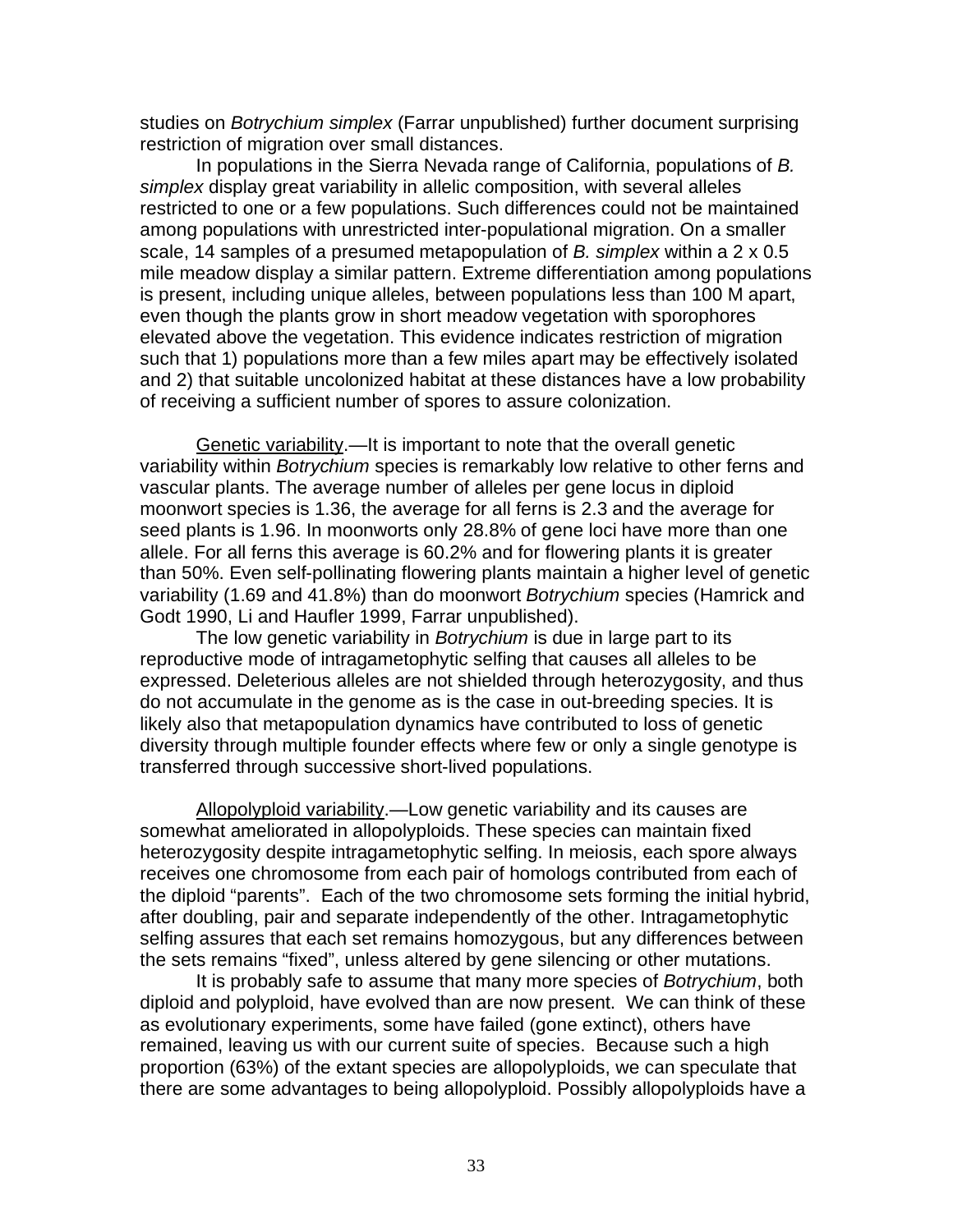studies on *Botrychium simplex* (Farrar unpublished) further document surprising restriction of migration over small distances.

In populations in the Sierra Nevada range of California, populations of *B. simplex* display great variability in allelic composition, with several alleles restricted to one or a few populations. Such differences could not be maintained among populations with unrestricted inter-populational migration. On a smaller scale, 14 samples of a presumed metapopulation of *B. simplex* within a 2 x 0.5 mile meadow display a similar pattern. Extreme differentiation among populations is present, including unique alleles, between populations less than 100 M apart, even though the plants grow in short meadow vegetation with sporophores elevated above the vegetation. This evidence indicates restriction of migration such that 1) populations more than a few miles apart may be effectively isolated and 2) that suitable uncolonized habitat at these distances have a low probability of receiving a sufficient number of spores to assure colonization.

<u>Genetic variability</u>.—It is important to note that the overall genetic variability within *Botrychium* species is remarkably low relative to other ferns and vascular plants. The average number of alleles per gene locus in diploid moonwort species is 1.36, the average for all ferns is 2.3 and the average for seed plants is 1.96. In moonworts only 28.8% of gene loci have more than one allele. For all ferns this average is 60.2% and for flowering plants it is greater than 50%. Even self-pollinating flowering plants maintain a higher level of genetic variability (1.69 and 41.8%) than do moonwort *Botrychium* species (Hamrick and Godt 1990, Li and Haufler 1999, Farrar unpublished).

The low genetic variability in *Botrychium* is due in large part to its reproductive mode of intragametophytic selfing that causes all alleles to be expressed. Deleterious alleles are not shielded through heterozygosity, and thus do not accumulate in the genome as is the case in out-breeding species. It is likely also that metapopulation dynamics have contributed to loss of genetic diversity through multiple founder effects where few or only a single genotype is transferred through successive short-lived populations.

<u>Allopolyploid variability</u>.—Low genetic variability and its causes are somewhat ameliorated in allopolyploids. These species can maintain fixed heterozygosity despite intragametophytic selfing. In meiosis, each spore always receives one chromosome from each pair of homologs contributed from each of the diploid "parents". Each of the two chromosome sets forming the initial hybrid, after doubling, pair and separate independently of the other. Intragametophytic selfing assures that each set remains homozygous, but any differences between the sets remains "fixed", unless altered by gene silencing or other mutations.

It is probably safe to assume that many more species of *Botrychium*, both diploid and polyploid, have evolved than are now present. We can think of these as evolutionary experiments, some have failed (gone extinct), others have remained, leaving us with our current suite of species. Because such a high proportion (63%) of the extant species are allopolyploids, we can speculate that there are some advantages to being allopolyploid. Possibly allopolyploids have a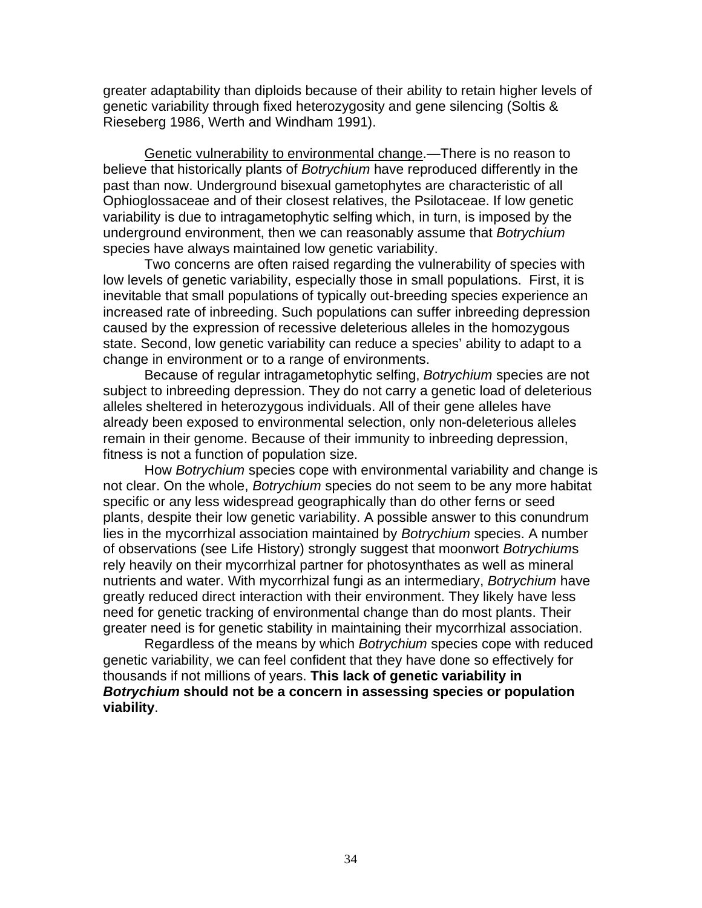greater adaptability than diploids because of their ability to retain higher levels of genetic variability through fixed heterozygosity and gene silencing (Soltis & Rieseberg 1986, Werth and Windham 1991).

Genetic vulnerability to environmental change.—There is no reason to believe that historically plants of *Botrychium* have reproduced differently in the past than now. Underground bisexual gametophytes are characteristic of all Ophioglossaceae and of their closest relatives, the Psilotaceae. If low genetic variability is due to intragametophytic selfing which, in turn, is imposed by the underground environment, then we can reasonably assume that *Botrychium* species have always maintained low genetic variability.

Two concerns are often raised regarding the vulnerability of species with low levels of genetic variability, especially those in small populations. First, it is inevitable that small populations of typically out-breeding species experience an increased rate of inbreeding. Such populations can suffer inbreeding depression caused by the expression of recessive deleterious alleles in the homozygous state. Second, low genetic variability can reduce a species' ability to adapt to a change in environment or to a range of environments.

Because of regular intragametophytic selfing, *Botrychium* species are not subject to inbreeding depression. They do not carry a genetic load of deleterious alleles sheltered in heterozygous individuals. All of their gene alleles have already been exposed to environmental selection, only non-deleterious alleles remain in their genome. Because of their immunity to inbreeding depression, fitness is not a function of population size.

How *Botrychium* species cope with environmental variability and change is not clear. On the whole, *Botrychium* species do not seem to be any more habitat specific or any less widespread geographically than do other ferns or seed plants, despite their low genetic variability. A possible answer to this conundrum lies in the mycorrhizal association maintained by *Botrychium* species. A number of observations (see Life History) strongly suggest that moonwort *Botrychium*s rely heavily on their mycorrhizal partner for photosynthates as well as mineral nutrients and water. With mycorrhizal fungi as an intermediary, *Botrychium* have greatly reduced direct interaction with their environment. They likely have less need for genetic tracking of environmental change than do most plants. Their greater need is for genetic stability in maintaining their mycorrhizal association.

Regardless of the means by which *Botrychium* species cope with reduced genetic variability, we can feel confident that they have done so effectively for thousands if not millions of years. **This lack of genetic variability in *Botrychium* should not be a concern in assessing species or population viability**.